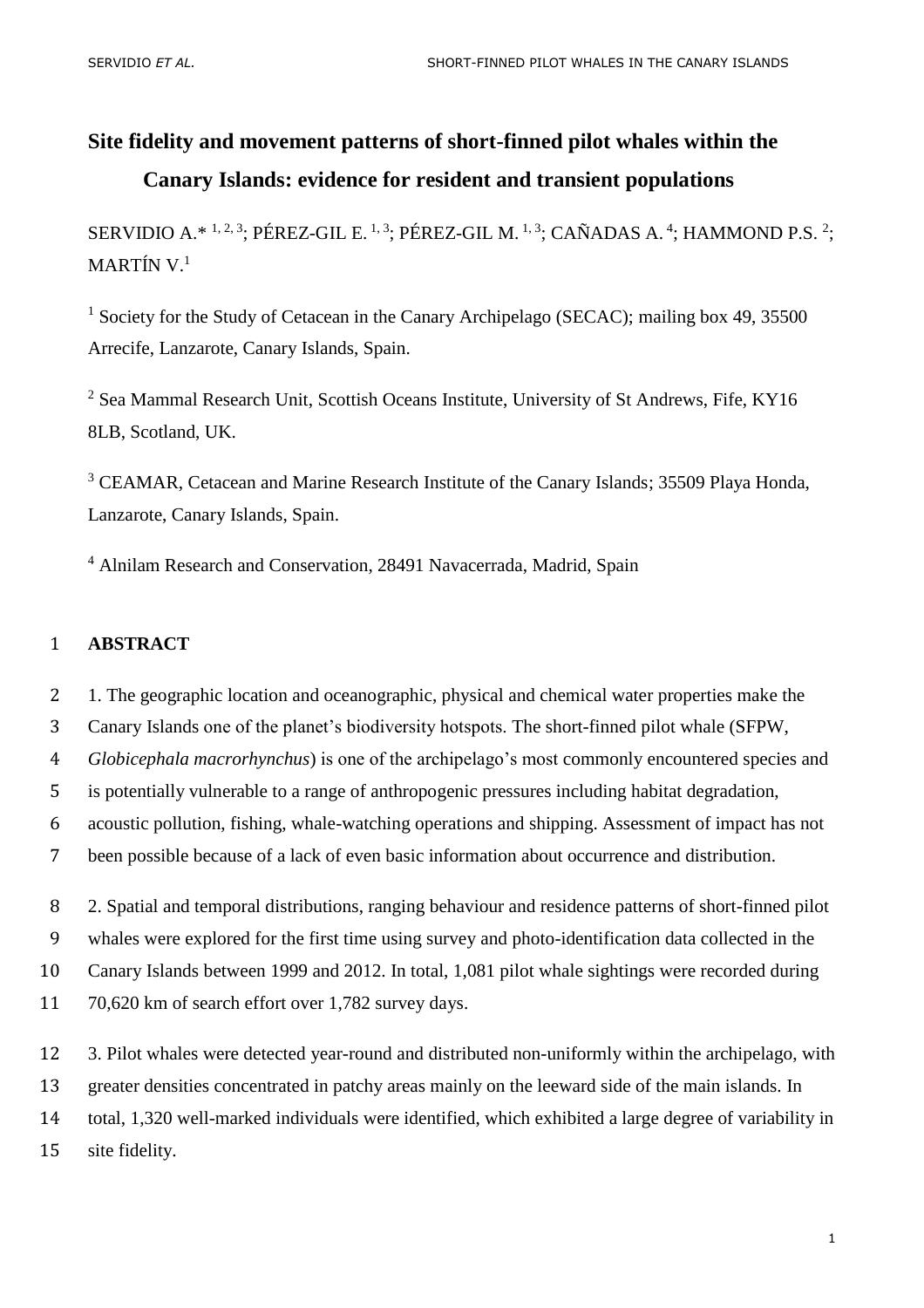# Site fidelity and movement patterns of short-finned pilot whales within the Canary Islands: evidence for resident and transient populations

SERVIDIO A.* [1, 2, 3]; PÉREZ-GIL E. [1, 3]; PÉREZ-GIL M. [1, 3]; CAÑADAS A. [4]; HAMMOND P.S. [2]; MARTÍN V.[1]

[1] Society for the Study of Cetacean in the Canary Archipelago (SECAC); mailing box 49, 35500 Arrecife, Lanzarote, Canary Islands, Spain.

[2] Sea Mammal Research Unit, Scottish Oceans Institute, University of St Andrews, Fife, KY16 8LB, Scotland, UK.

[3] CEAMAR, Cetacean and Marine Research Institute of the Canary Islands; 35509 Playa Honda, Lanzarote, Canary Islands, Spain.

[4] Alnilam Research and Conservation, 28491 Navacerrada, Madrid, Spain

## ABSTRACT

1. The geographic location and oceanographic, physical and chemical water properties make the Canary Islands one of the planet's biodiversity hotspots. The short-finned pilot whale (SFPW, *Globicephala macrorhynchus*) is one of the archipelago's most commonly encountered species and is potentially vulnerable to a range of anthropogenic pressures including habitat degradation, acoustic pollution, fishing, whale-watching operations and shipping. Assessment of impact has not been possible because of a lack of even basic information about occurrence and distribution.

2. Spatial and temporal distributions, ranging behaviour and residence patterns of short-finned pilot whales were explored for the first time using survey and photo-identification data collected in the Canary Islands between 1999 and 2012. In total, 1,081 pilot whale sightings were recorded during 70,620 km of search effort over 1,782 survey days.

3. Pilot whales were detected year-round and distributed non-uniformly within the archipelago, with greater densities concentrated in patchy areas mainly on the leeward side of the main islands. In total, 1,320 well-marked individuals were identified, which exhibited a large degree of variability in site fidelity.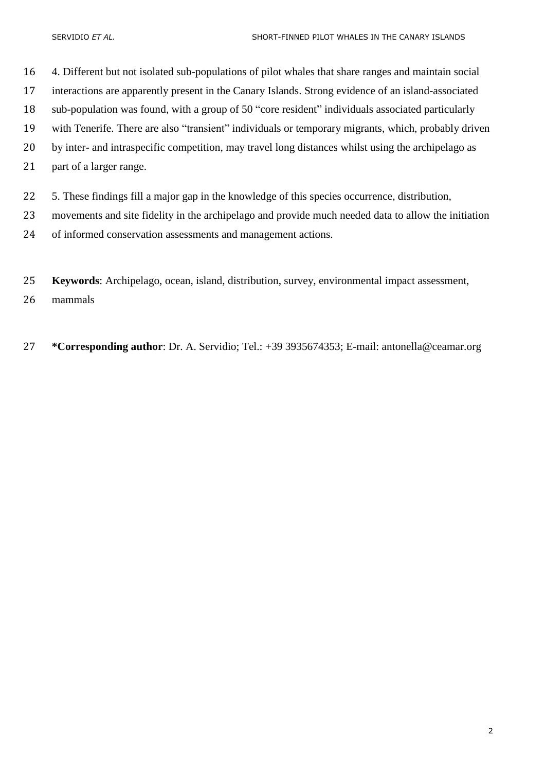4. Different but not isolated sub-populations of pilot whales that share ranges and maintain social interactions are apparently present in the Canary Islands. Strong evidence of an island-associated sub-population was found, with a group of 50 “core resident” individuals associated particularly with Tenerife. There are also “transient” individuals or temporary migrants, which, probably driven by inter- and intraspecific competition, may travel long distances whilst using the archipelago as part of a larger range.

5. These findings fill a major gap in the knowledge of this species occurrence, distribution, movements and site fidelity in the archipelago and provide much needed data to allow the initiation of informed conservation assessments and management actions.

**Keywords**: Archipelago, ocean, island, distribution, survey, environmental impact assessment, mammals

***Corresponding author**: Dr. A. Servidio; Tel.: +39 3935674353; E-mail: antonella@ceamar.org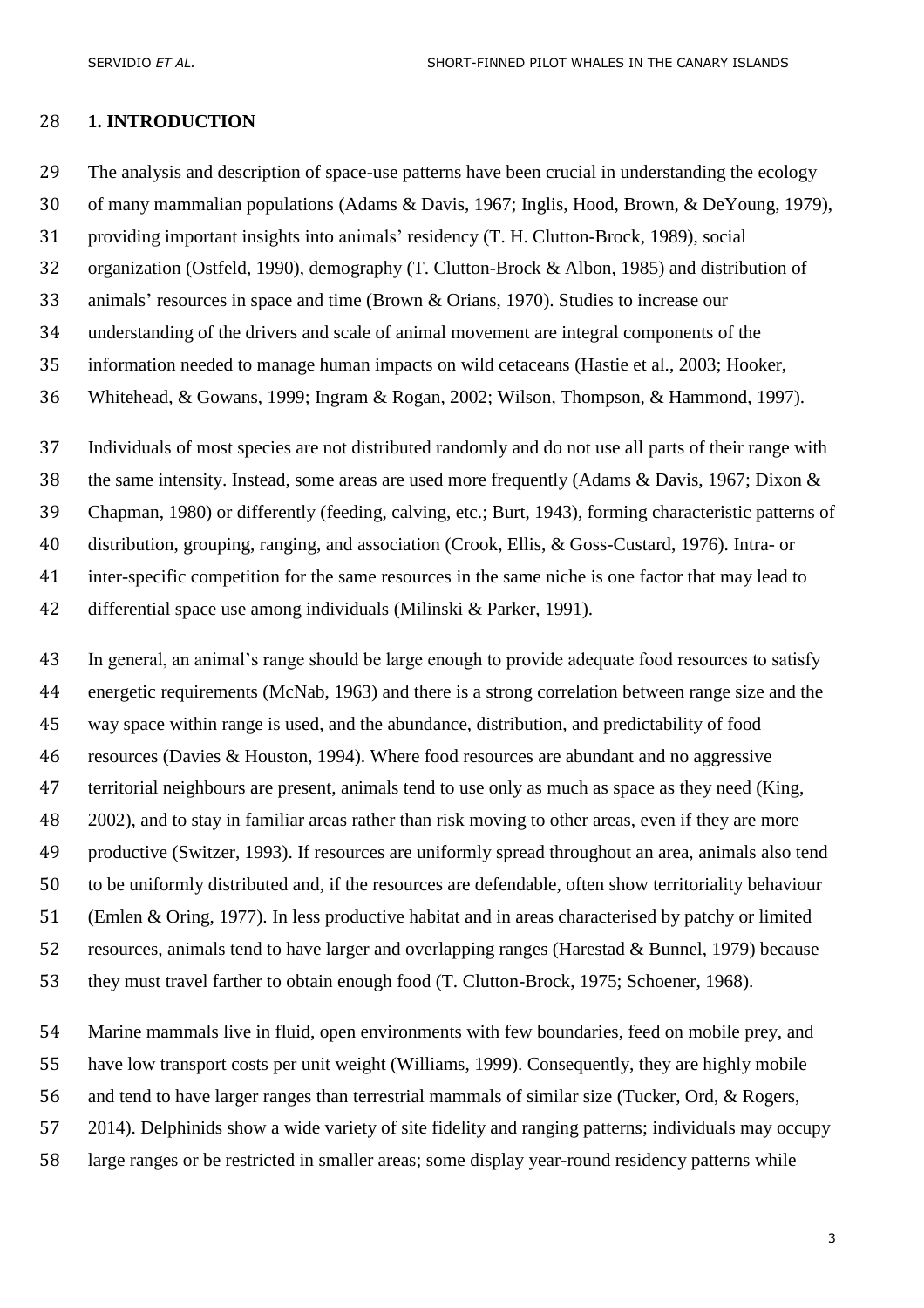## 1. INTRODUCTION

The analysis and description of space-use patterns have been crucial in understanding the ecology of many mammalian populations (Adams & Davis, 1967; Inglis, Hood, Brown, & DeYoung, 1979), providing important insights into animals' residency (T. H. Clutton-Brock, 1989), social organization (Ostfeld, 1990), demography (T. Clutton-Brock & Albon, 1985) and distribution of animals' resources in space and time (Brown & Orians, 1970). Studies to increase our understanding of the drivers and scale of animal movement are integral components of the information needed to manage human impacts on wild cetaceans (Hastie et al., 2003; Hooker, Whitehead, & Gowans, 1999; Ingram & Rogan, 2002; Wilson, Thompson, & Hammond, 1997).

Individuals of most species are not distributed randomly and do not use all parts of their range with the same intensity. Instead, some areas are used more frequently (Adams & Davis, 1967; Dixon & Chapman, 1980) or differently (feeding, calving, etc.; Burt, 1943), forming characteristic patterns of distribution, grouping, ranging, and association (Crook, Ellis, & Goss-Custard, 1976). Intra- or inter-specific competition for the same resources in the same niche is one factor that may lead to differential space use among individuals (Milinski & Parker, 1991).

In general, an animal's range should be large enough to provide adequate food resources to satisfy energetic requirements (McNab, 1963) and there is a strong correlation between range size and the way space within range is used, and the abundance, distribution, and predictability of food resources (Davies & Houston, 1994). Where food resources are abundant and no aggressive territorial neighbours are present, animals tend to use only as much as space as they need (King, 2002), and to stay in familiar areas rather than risk moving to other areas, even if they are more productive (Switzer, 1993). If resources are uniformly spread throughout an area, animals also tend to be uniformly distributed and, if the resources are defendable, often show territoriality behaviour (Emlen & Oring, 1977). In less productive habitat and in areas characterised by patchy or limited resources, animals tend to have larger and overlapping ranges (Harestad & Bunnel, 1979) because they must travel farther to obtain enough food (T. Clutton-Brock, 1975; Schoener, 1968).

Marine mammals live in fluid, open environments with few boundaries, feed on mobile prey, and have low transport costs per unit weight (Williams, 1999). Consequently, they are highly mobile and tend to have larger ranges than terrestrial mammals of similar size (Tucker, Ord, & Rogers, 2014). Delphinids show a wide variety of site fidelity and ranging patterns; individuals may occupy large ranges or be restricted in smaller areas; some display year-round residency patterns while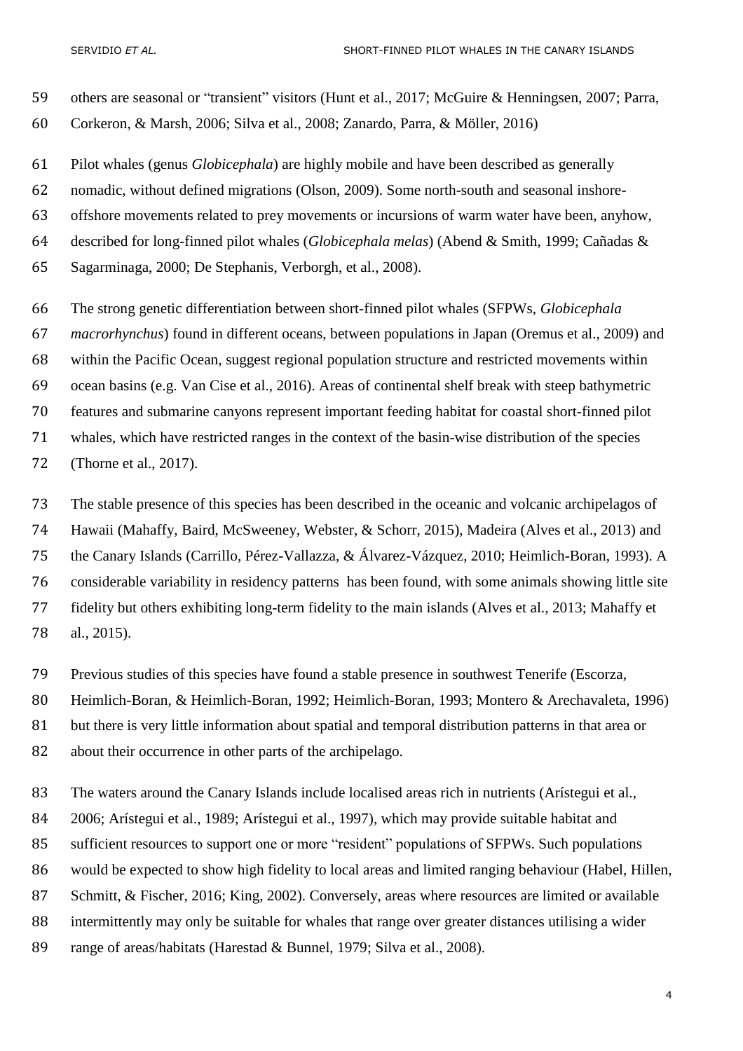others are seasonal or "transient" visitors (Hunt et al., 2017; McGuire & Henningsen, 2007; Parra, Corkeron, & Marsh, 2006; Silva et al., 2008; Zanardo, Parra, & Möller, 2016)

Pilot whales (genus *Globicephala*) are highly mobile and have been described as generally nomadic, without defined migrations (Olson, 2009). Some north-south and seasonal inshore-offshore movements related to prey movements or incursions of warm water have been, anyhow, described for long-finned pilot whales (*Globicephala melas*) (Abend & Smith, 1999; Cañadas & Sagarminaga, 2000; De Stephanis, Verborgh, et al., 2008).

The strong genetic differentiation between short-finned pilot whales (SFPWs, *Globicephala macrorhynchus*) found in different oceans, between populations in Japan (Oremus et al., 2009) and within the Pacific Ocean, suggest regional population structure and restricted movements within ocean basins (e.g. Van Cise et al., 2016). Areas of continental shelf break with steep bathymetric features and submarine canyons represent important feeding habitat for coastal short-finned pilot whales, which have restricted ranges in the context of the basin-wise distribution of the species (Thorne et al., 2017).

The stable presence of this species has been described in the oceanic and volcanic archipelagos of Hawaii (Mahaffy, Baird, McSweeney, Webster, & Schorr, 2015), Madeira (Alves et al., 2013) and the Canary Islands (Carrillo, Pérez-Vallazza, & Álvarez-Vázquez, 2010; Heimlich-Boran, 1993). A considerable variability in residency patterns has been found, with some animals showing little site fidelity but others exhibiting long-term fidelity to the main islands (Alves et al., 2013; Mahaffy et al., 2015).

Previous studies of this species have found a stable presence in southwest Tenerife (Escorza, Heimlich-Boran, & Heimlich-Boran, 1992; Heimlich-Boran, 1993; Montero & Arechavaleta, 1996) but there is very little information about spatial and temporal distribution patterns in that area or about their occurrence in other parts of the archipelago.

The waters around the Canary Islands include localised areas rich in nutrients (Arístegui et al., 2006; Arístegui et al., 1989; Arístegui et al., 1997), which may provide suitable habitat and sufficient resources to support one or more "resident" populations of SFPWs. Such populations would be expected to show high fidelity to local areas and limited ranging behaviour (Habel, Hillen, Schmitt, & Fischer, 2016; King, 2002). Conversely, areas where resources are limited or available intermittently may only be suitable for whales that range over greater distances utilising a wider range of areas/habitats (Harestad & Bunnel, 1979; Silva et al., 2008).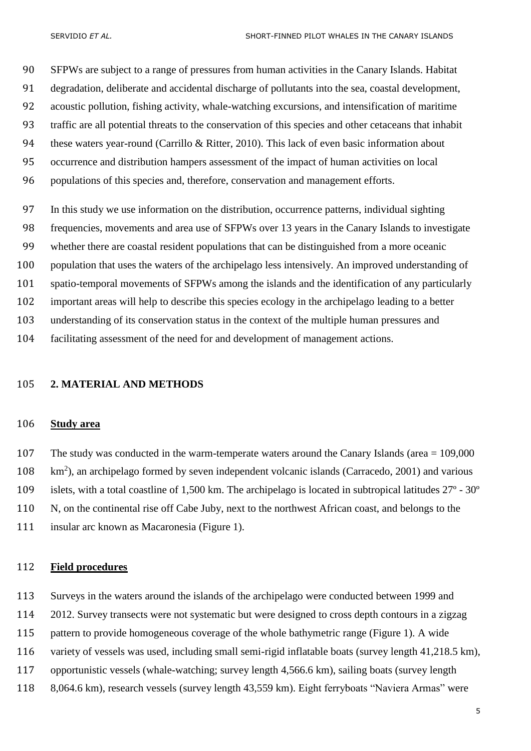SFPWs are subject to a range of pressures from human activities in the Canary Islands. Habitat degradation, deliberate and accidental discharge of pollutants into the sea, coastal development, acoustic pollution, fishing activity, whale-watching excursions, and intensification of maritime traffic are all potential threats to the conservation of this species and other cetaceans that inhabit these waters year-round (Carrillo & Ritter, 2010). This lack of even basic information about occurrence and distribution hampers assessment of the impact of human activities on local populations of this species and, therefore, conservation and management efforts.

In this study we use information on the distribution, occurrence patterns, individual sighting frequencies, movements and area use of SFPWs over 13 years in the Canary Islands to investigate whether there are coastal resident populations that can be distinguished from a more oceanic population that uses the waters of the archipelago less intensively. An improved understanding of spatio-temporal movements of SFPWs among the islands and the identification of any particularly important areas will help to describe this species ecology in the archipelago leading to a better understanding of its conservation status in the context of the multiple human pressures and facilitating assessment of the need for and development of management actions.

## 2. MATERIAL AND METHODS

### Study area

The study was conducted in the warm-temperate waters around the Canary Islands (area = 109,000 km$^2$), an archipelago formed by seven independent volcanic islands (Carracedo, 2001) and various islets, with a total coastline of 1,500 km. The archipelago is located in subtropical latitudes 27º - 30º N, on the continental rise off Cabe Juby, next to the northwest African coast, and belongs to the insular arc known as Macaronesia (Figure 1).

### Field procedures

Surveys in the waters around the islands of the archipelago were conducted between 1999 and 2012. Survey transects were not systematic but were designed to cross depth contours in a zigzag pattern to provide homogeneous coverage of the whole bathymetric range (Figure 1). A wide variety of vessels was used, including small semi-rigid inflatable boats (survey length 41,218.5 km), opportunistic vessels (whale-watching; survey length 4,566.6 km), sailing boats (survey length 8,064.6 km), research vessels (survey length 43,559 km). Eight ferryboats "Naviera Armas" were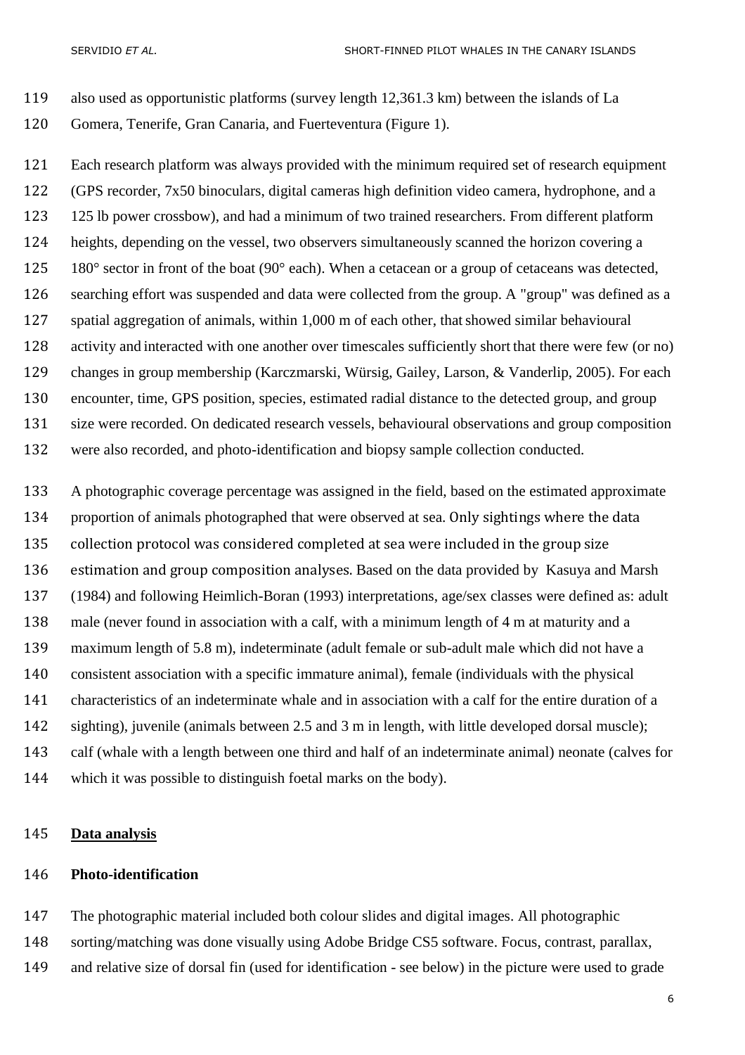also used as opportunistic platforms (survey length 12,361.3 km) between the islands of La Gomera, Tenerife, Gran Canaria, and Fuerteventura (Figure 1).

Each research platform was always provided with the minimum required set of research equipment (GPS recorder, 7x50 binoculars, digital cameras high definition video camera, hydrophone, and a 125 lb power crossbow), and had a minimum of two trained researchers. From different platform heights, depending on the vessel, two observers simultaneously scanned the horizon covering a 180° sector in front of the boat (90° each). When a cetacean or a group of cetaceans was detected, searching effort was suspended and data were collected from the group. A "group" was defined as a spatial aggregation of animals, within 1,000 m of each other, that showed similar behavioural activity and interacted with one another over timescales sufficiently short that there were few (or no) changes in group membership (Karczmarski, Würsig, Gailey, Larson, & Vanderlip, 2005). For each encounter, time, GPS position, species, estimated radial distance to the detected group, and group size were recorded. On dedicated research vessels, behavioural observations and group composition were also recorded, and photo-identification and biopsy sample collection conducted.

A photographic coverage percentage was assigned in the field, based on the estimated approximate proportion of animals photographed that were observed at sea. Only sightings where the data collection protocol was considered completed at sea were included in the group size estimation and group composition analyses. Based on the data provided by Kasuya and Marsh (1984) and following Heimlich-Boran (1993) interpretations, age/sex classes were defined as: adult male (never found in association with a calf, with a minimum length of 4 m at maturity and a maximum length of 5.8 m), indeterminate (adult female or sub-adult male which did not have a consistent association with a specific immature animal), female (individuals with the physical characteristics of an indeterminate whale and in association with a calf for the entire duration of a sighting), juvenile (animals between 2.5 and 3 m in length, with little developed dorsal muscle); calf (whale with a length between one third and half of an indeterminate animal) neonate (calves for which it was possible to distinguish foetal marks on the body).

## Data analysis

### Photo-identification

The photographic material included both colour slides and digital images. All photographic sorting/matching was done visually using Adobe Bridge CS5 software. Focus, contrast, parallax, and relative size of dorsal fin (used for identification - see below) in the picture were used to grade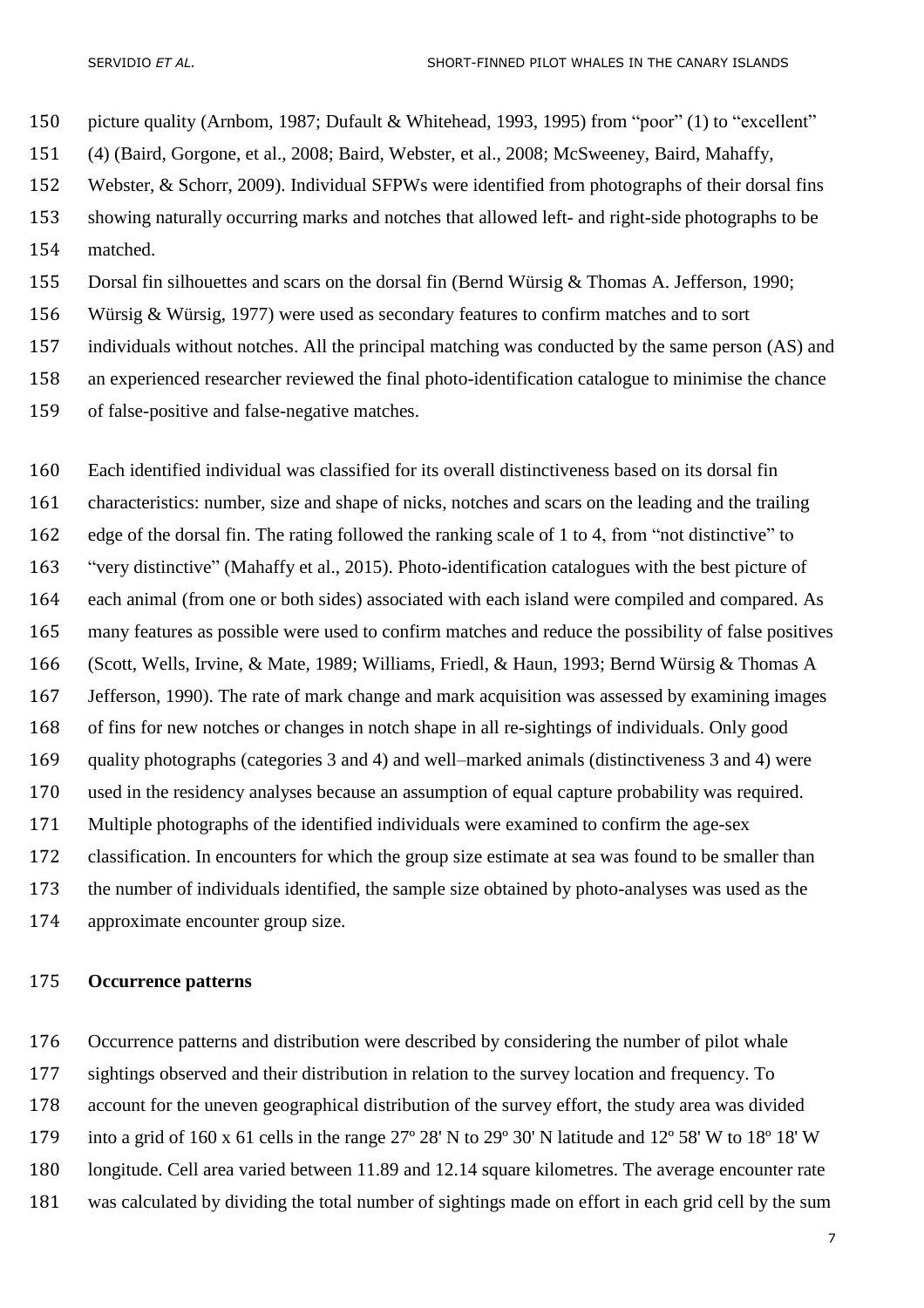picture quality (Arnbom, 1987; Dufault & Whitehead, 1993, 1995) from "poor" (1) to "excellent" (4) (Baird, Gorgone, et al., 2008; Baird, Webster, et al., 2008; McSweeney, Baird, Mahaffy, Webster, & Schorr, 2009). Individual SFPWs were identified from photographs of their dorsal fins showing naturally occurring marks and notches that allowed left- and right-side photographs to be matched.

Dorsal fin silhouettes and scars on the dorsal fin (Bernd Würsig & Thomas A. Jefferson, 1990; Würsig & Würsig, 1977) were used as secondary features to confirm matches and to sort individuals without notches. All the principal matching was conducted by the same person (AS) and an experienced researcher reviewed the final photo-identification catalogue to minimise the chance of false-positive and false-negative matches.

Each identified individual was classified for its overall distinctiveness based on its dorsal fin characteristics: number, size and shape of nicks, notches and scars on the leading and the trailing edge of the dorsal fin. The rating followed the ranking scale of 1 to 4, from "not distinctive" to "very distinctive" (Mahaffy et al., 2015). Photo-identification catalogues with the best picture of each animal (from one or both sides) associated with each island were compiled and compared. As many features as possible were used to confirm matches and reduce the possibility of false positives (Scott, Wells, Irvine, & Mate, 1989; Williams, Friedl, & Haun, 1993; Bernd Würsig & Thomas A Jefferson, 1990). The rate of mark change and mark acquisition was assessed by examining images of fins for new notches or changes in notch shape in all re-sightings of individuals. Only good quality photographs (categories 3 and 4) and well–marked animals (distinctiveness 3 and 4) were used in the residency analyses because an assumption of equal capture probability was required. Multiple photographs of the identified individuals were examined to confirm the age-sex classification. In encounters for which the group size estimate at sea was found to be smaller than the number of individuals identified, the sample size obtained by photo-analyses was used as the approximate encounter group size.

**Occurrence patterns**

Occurrence patterns and distribution were described by considering the number of pilot whale sightings observed and their distribution in relation to the survey location and frequency. To account for the uneven geographical distribution of the survey effort, the study area was divided into a grid of 160 x 61 cells in the range 27º 28' N to 29º 30' N latitude and 12º 58' W to 18º 18' W longitude. Cell area varied between 11.89 and 12.14 square kilometres. The average encounter rate was calculated by dividing the total number of sightings made on effort in each grid cell by the sum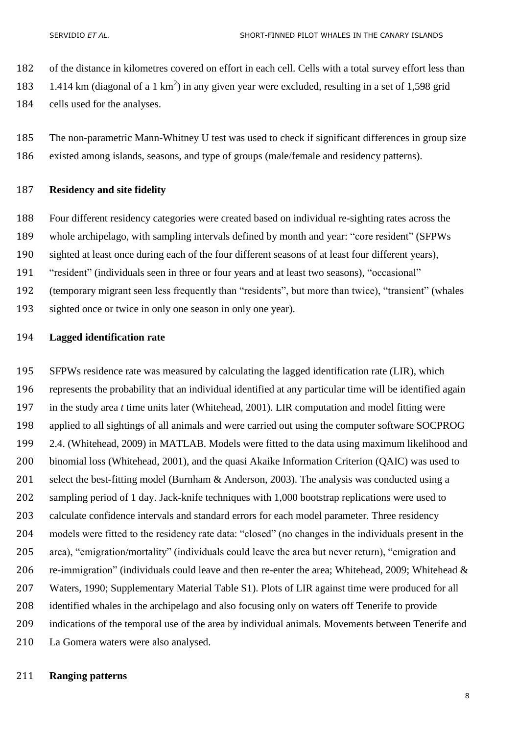of the distance in kilometres covered on effort in each cell. Cells with a total survey effort less than 1.414 km (diagonal of a 1 $km^2$) in any given year were excluded, resulting in a set of 1,598 grid cells used for the analyses.

The non-parametric Mann-Whitney U test was used to check if significant differences in group size existed among islands, seasons, and type of groups (male/female and residency patterns).

**Residency and site fidelity**

Four different residency categories were created based on individual re-sighting rates across the whole archipelago, with sampling intervals defined by month and year: "core resident" (SFPWs sighted at least once during each of the four different seasons of at least four different years), "resident" (individuals seen in three or four years and at least two seasons), "occasional" (temporary migrant seen less frequently than "residents", but more than twice), "transient" (whales sighted once or twice in only one season in only one year).

**Lagged identification rate**

SFPWs residence rate was measured by calculating the lagged identification rate (LIR), which represents the probability that an individual identified at any particular time will be identified again in the study area *t* time units later (Whitehead, 2001). LIR computation and model fitting were applied to all sightings of all animals and were carried out using the computer software SOCPROG 2.4. (Whitehead, 2009) in MATLAB. Models were fitted to the data using maximum likelihood and binomial loss (Whitehead, 2001), and the quasi Akaike Information Criterion (QAIC) was used to select the best-fitting model (Burnham & Anderson, 2003). The analysis was conducted using a sampling period of 1 day. Jack-knife techniques with 1,000 bootstrap replications were used to calculate confidence intervals and standard errors for each model parameter. Three residency models were fitted to the residency rate data: "closed" (no changes in the individuals present in the area), "emigration/mortality" (individuals could leave the area but never return), "emigration and re-immigration" (individuals could leave and then re-enter the area; Whitehead, 2009; Whitehead & Waters, 1990; Supplementary Material Table S1). Plots of LIR against time were produced for all identified whales in the archipelago and also focusing only on waters off Tenerife to provide indications of the temporal use of the area by individual animals. Movements between Tenerife and La Gomera waters were also analysed.

**Ranging patterns**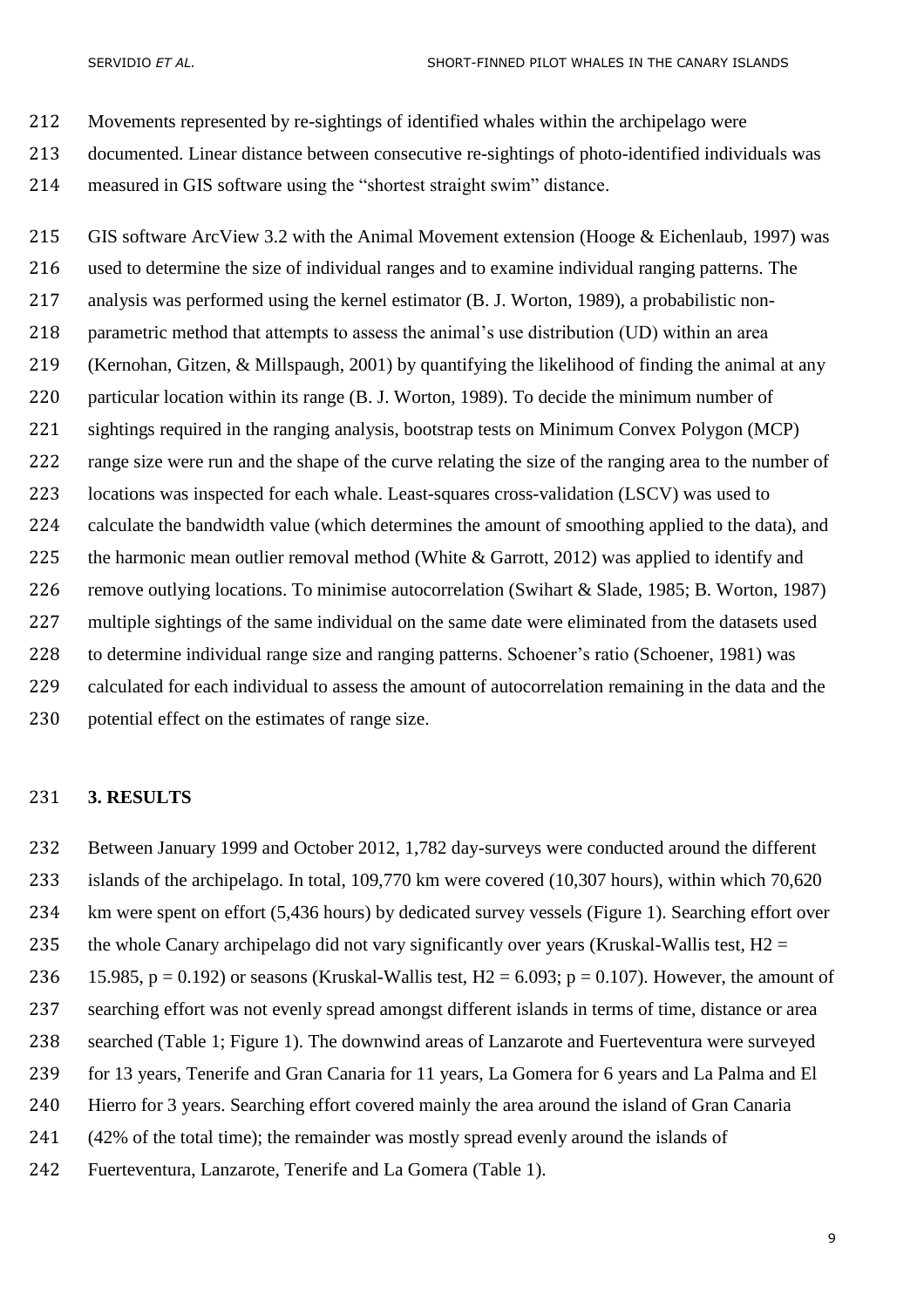Movements represented by re-sightings of identified whales within the archipelago were documented. Linear distance between consecutive re-sightings of photo-identified individuals was measured in GIS software using the "shortest straight swim" distance.

GIS software ArcView 3.2 with the Animal Movement extension (Hooge & Eichenlaub, 1997) was used to determine the size of individual ranges and to examine individual ranging patterns. The analysis was performed using the kernel estimator (B. J. Worton, 1989), a probabilistic non-parametric method that attempts to assess the animal's use distribution (UD) within an area (Kernohan, Gitzen, & Millspaugh, 2001) by quantifying the likelihood of finding the animal at any particular location within its range (B. J. Worton, 1989). To decide the minimum number of sightings required in the ranging analysis, bootstrap tests on Minimum Convex Polygon (MCP) range size were run and the shape of the curve relating the size of the ranging area to the number of locations was inspected for each whale. Least-squares cross-validation (LSCV) was used to calculate the bandwidth value (which determines the amount of smoothing applied to the data), and the harmonic mean outlier removal method (White & Garrott, 2012) was applied to identify and remove outlying locations. To minimise autocorrelation (Swihart & Slade, 1985; B. Worton, 1987) multiple sightings of the same individual on the same date were eliminated from the datasets used to determine individual range size and ranging patterns. Schoener's ratio (Schoener, 1981) was calculated for each individual to assess the amount of autocorrelation remaining in the data and the potential effect on the estimates of range size.

## 3. RESULTS

Between January 1999 and October 2012, 1,782 day-surveys were conducted around the different islands of the archipelago. In total, 109,770 km were covered (10,307 hours), within which 70,620 km were spent on effort (5,436 hours) by dedicated survey vessels (Figure 1). Searching effort over the whole Canary archipelago did not vary significantly over years (Kruskal-Wallis test, $H2 = 15.985$, $p = 0.192$) or seasons (Kruskal-Wallis test, $H2 = 6.093$; $p = 0.107$). However, the amount of searching effort was not evenly spread amongst different islands in terms of time, distance or area searched (Table 1; Figure 1). The downwind areas of Lanzarote and Fuerteventura were surveyed for 13 years, Tenerife and Gran Canaria for 11 years, La Gomera for 6 years and La Palma and El Hierro for 3 years. Searching effort covered mainly the area around the island of Gran Canaria (42% of the total time); the remainder was mostly spread evenly around the islands of Fuerteventura, Lanzarote, Tenerife and La Gomera (Table 1).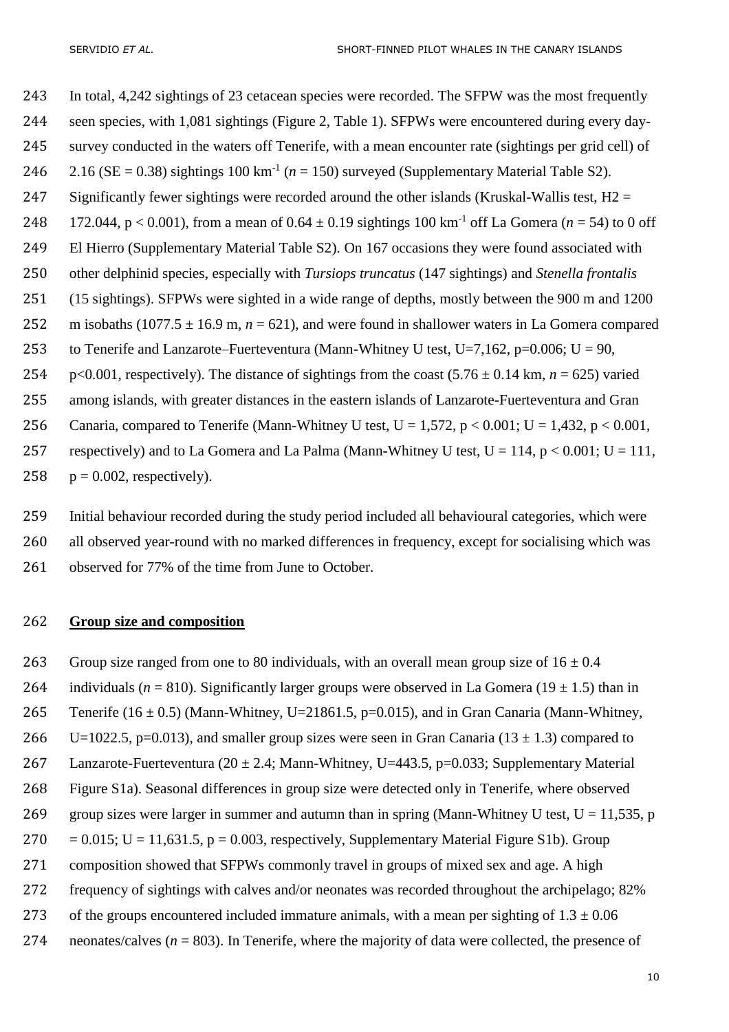In total, 4,242 sightings of 23 cetacean species were recorded. The SFPW was the most frequently seen species, with 1,081 sightings (Figure 2, Table 1). SFPWs were encountered during every day-survey conducted in the waters off Tenerife, with a mean encounter rate (sightings per grid cell) of 2.16 (SE = 0.38) sightings 100 $km^{-1}$ ($n$ = 150) surveyed (Supplementary Material Table S2). Significantly fewer sightings were recorded around the other islands (Kruskal-Wallis test, $H2$ = 172.044, $p < 0.001$), from a mean of 0.64 ± 0.19 sightings 100 $km^{-1}$ off La Gomera ($n$ = 54) to 0 off El Hierro (Supplementary Material Table S2). On 167 occasions they were found associated with other delphinid species, especially with *Tursiops truncatus* (147 sightings) and *Stenella frontalis* (15 sightings). SFPWs were sighted in a wide range of depths, mostly between the 900 m and 1200 m isobaths (1077.5 ± 16.9 m, $n$ = 621), and were found in shallower waters in La Gomera compared to Tenerife and Lanzarote–Fuerteventura (Mann-Whitney U test, U=7,162, p=0.006; U = 90, p<0.001, respectively). The distance of sightings from the coast (5.76 ± 0.14 km, $n$ = 625) varied among islands, with greater distances in the eastern islands of Lanzarote-Fuerteventura and Gran Canaria, compared to Tenerife (Mann-Whitney U test, U = 1,572, $p < 0.001$; U = 1,432, $p < 0.001$, respectively) and to La Gomera and La Palma (Mann-Whitney U test, U = 114, $p < 0.001$; U = 111, p = 0.002, respectively).

Initial behaviour recorded during the study period included all behavioural categories, which were all observed year-round with no marked differences in frequency, except for socialising which was observed for 77% of the time from June to October.

## Group size and composition

Group size ranged from one to 80 individuals, with an overall mean group size of 16 ± 0.4 individuals ($n$ = 810). Significantly larger groups were observed in La Gomera (19 ± 1.5) than in Tenerife (16 ± 0.5) (Mann-Whitney, U=21861.5, p=0.015), and in Gran Canaria (Mann-Whitney, U=1022.5, p=0.013), and smaller group sizes were seen in Gran Canaria (13 ± 1.3) compared to Lanzarote-Fuerteventura (20 ± 2.4; Mann-Whitney, U=443.5, p=0.033; Supplementary Material Figure S1a). Seasonal differences in group size were detected only in Tenerife, where observed group sizes were larger in summer and autumn than in spring (Mann-Whitney U test, U = 11,535, p = 0.015; U = 11,631.5, p = 0.003, respectively, Supplementary Material Figure S1b). Group composition showed that SFPWs commonly travel in groups of mixed sex and age. A high frequency of sightings with calves and/or neonates was recorded throughout the archipelago; 82% of the groups encountered included immature animals, with a mean per sighting of 1.3 ± 0.06 neonates/calves ($n$ = 803). In Tenerife, where the majority of data were collected, the presence of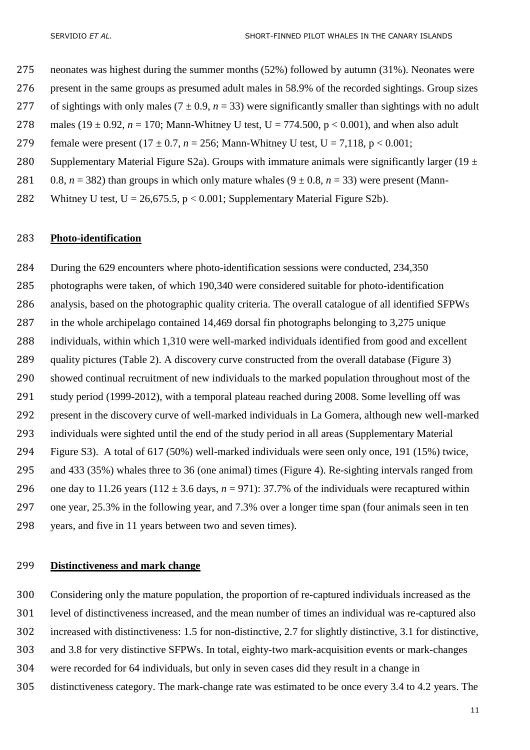neonates was highest during the summer months (52%) followed by autumn (31%). Neonates were present in the same groups as presumed adult males in 58.9% of the recorded sightings. Group sizes of sightings with only males ($7 \pm 0.9$, $n = 33$) were significantly smaller than sightings with no adult males ($19 \pm 0.92$, $n = 170$; Mann-Whitney U test, $U = 774.500$, $p < 0.001$), and when also adult female were present ($17 \pm 0.7$, $n = 256$; Mann-Whitney U test, $U = 7{,}118$, $p < 0.001$; Supplementary Material Figure S2a). Groups with immature animals were significantly larger ($19 \pm 0.8$, $n = 382$) than groups in which only mature whales ($9 \pm 0.8$, $n = 33$) were present (Mann-Whitney U test, $U = 26{,}675.5$, $p < 0.001$; Supplementary Material Figure S2b).

## Photo-identification

During the 629 encounters where photo-identification sessions were conducted, 234,350 photographs were taken, of which 190,340 were considered suitable for photo-identification analysis, based on the photographic quality criteria. The overall catalogue of all identified SFPWs in the whole archipelago contained 14,469 dorsal fin photographs belonging to 3,275 unique individuals, within which 1,310 were well-marked individuals identified from good and excellent quality pictures (Table 2). A discovery curve constructed from the overall database (Figure 3) showed continual recruitment of new individuals to the marked population throughout most of the study period (1999-2012), with a temporal plateau reached during 2008. Some levelling off was present in the discovery curve of well-marked individuals in La Gomera, although new well-marked individuals were sighted until the end of the study period in all areas (Supplementary Material Figure S3). A total of 617 (50%) well-marked individuals were seen only once, 191 (15%) twice, and 433 (35%) whales three to 36 (one animal) times (Figure 4). Re-sighting intervals ranged from one day to 11.26 years ($112 \pm 3.6$ days, $n = 971$): 37.7% of the individuals were recaptured within one year, 25.3% in the following year, and 7.3% over a longer time span (four animals seen in ten years, and five in 11 years between two and seven times).

## Distinctiveness and mark change

Considering only the mature population, the proportion of re-captured individuals increased as the level of distinctiveness increased, and the mean number of times an individual was re-captured also increased with distinctiveness: 1.5 for non-distinctive, 2.7 for slightly distinctive, 3.1 for distinctive, and 3.8 for very distinctive SFPWs. In total, eighty-two mark-acquisition events or mark-changes were recorded for 64 individuals, but only in seven cases did they result in a change in distinctiveness category. The mark-change rate was estimated to be once every 3.4 to 4.2 years. The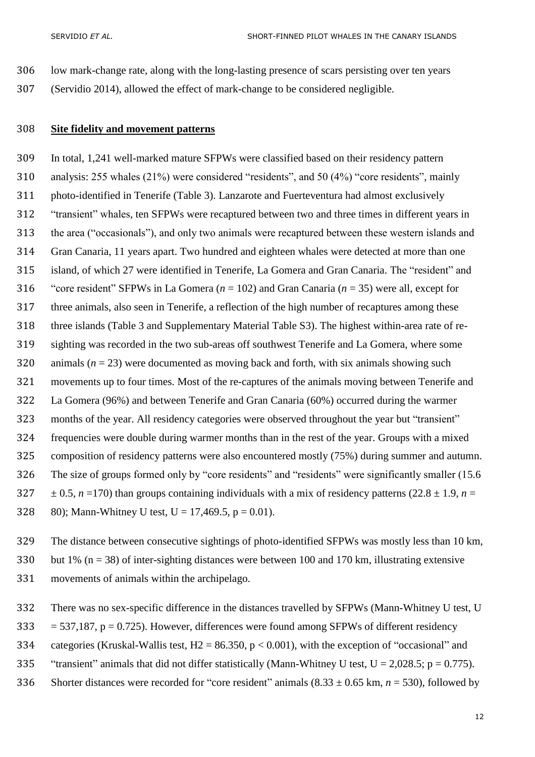low mark-change rate, along with the long-lasting presence of scars persisting over ten years (Servidio 2014), allowed the effect of mark-change to be considered negligible.

## Site fidelity and movement patterns

In total, 1,241 well-marked mature SFPWs were classified based on their residency pattern analysis: 255 whales (21%) were considered "residents", and 50 (4%) "core residents", mainly photo-identified in Tenerife (Table 3). Lanzarote and Fuerteventura had almost exclusively "transient" whales, ten SFPWs were recaptured between two and three times in different years in the area ("occasionals"), and only two animals were recaptured between these western islands and Gran Canaria, 11 years apart. Two hundred and eighteen whales were detected at more than one island, of which 27 were identified in Tenerife, La Gomera and Gran Canaria. The "resident" and "core resident" SFPWs in La Gomera ($n$ = 102) and Gran Canaria ($n$ = 35) were all, except for three animals, also seen in Tenerife, a reflection of the high number of recaptures among these three islands (Table 3 and Supplementary Material Table S3). The highest within-area rate of re-sighting was recorded in the two sub-areas off southwest Tenerife and La Gomera, where some animals ($n$ = 23) were documented as moving back and forth, with six animals showing such movements up to four times. Most of the re-captures of the animals moving between Tenerife and La Gomera (96%) and between Tenerife and Gran Canaria (60%) occurred during the warmer months of the year. All residency categories were observed throughout the year but "transient" frequencies were double during warmer months than in the rest of the year. Groups with a mixed composition of residency patterns were also encountered mostly (75%) during summer and autumn. The size of groups formed only by "core residents" and "residents" were significantly smaller (15.6 ± 0.5, $n$ =170) than groups containing individuals with a mix of residency patterns (22.8 ± 1.9, $n$ = 80); Mann-Whitney U test, U = 17,469.5, $p = 0.01$).

The distance between consecutive sightings of photo-identified SFPWs was mostly less than 10 km, but 1% (n = 38) of inter-sighting distances were between 100 and 170 km, illustrating extensive movements of animals within the archipelago.

There was no sex-specific difference in the distances travelled by SFPWs (Mann-Whitney U test, U = 537,187, $p = 0.725$). However, differences were found among SFPWs of different residency categories (Kruskal-Wallis test, $H2 = 86.350$, $p < 0.001$), with the exception of "occasional" and "transient" animals that did not differ statistically (Mann-Whitney U test, U = 2,028.5; $p = 0.775$). Shorter distances were recorded for "core resident" animals (8.33 ± 0.65 km, $n$ = 530), followed by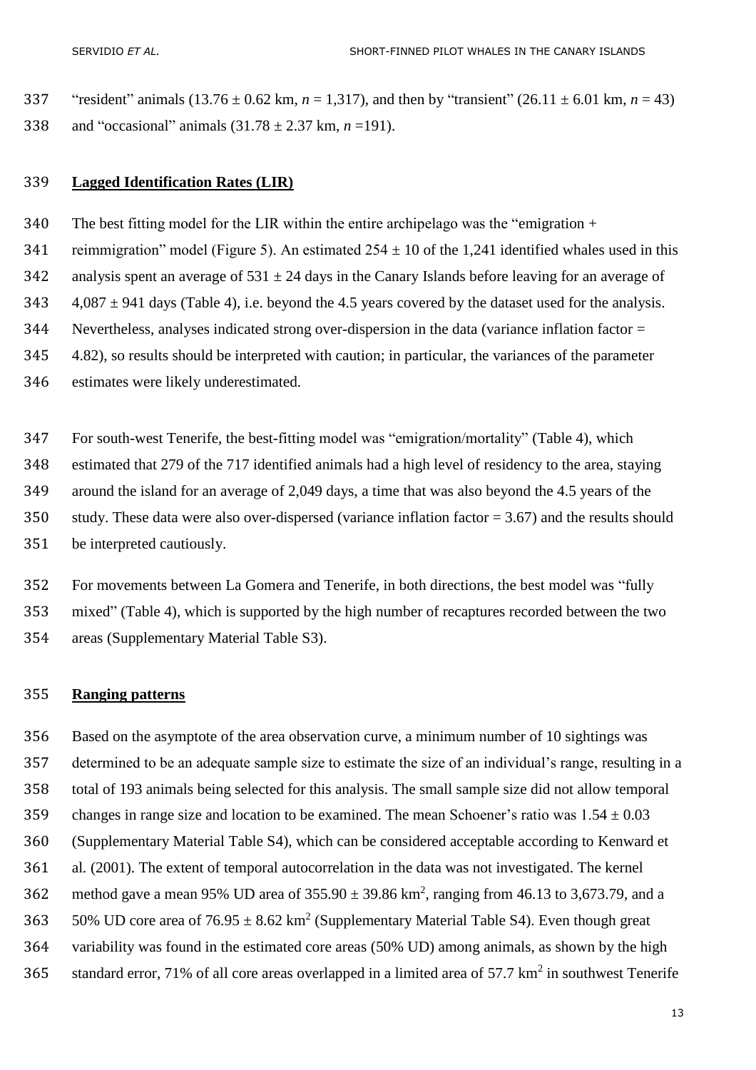"resident" animals ($13.76 \pm 0.62$ km, $n = 1,317$), and then by "transient" ($26.11 \pm 6.01$ km, $n = 43$) and "occasional" animals ($31.78 \pm 2.37$ km, $n = 191$).

## Lagged Identification Rates (LIR)

The best fitting model for the LIR within the entire archipelago was the "emigration + reimmigration" model (Figure 5). An estimated $254 \pm 10$ of the 1,241 identified whales used in this analysis spent an average of $531 \pm 24$ days in the Canary Islands before leaving for an average of $4,087 \pm 941$ days (Table 4), i.e. beyond the 4.5 years covered by the dataset used for the analysis. Nevertheless, analyses indicated strong over-dispersion in the data (variance inflation factor = 4.82), so results should be interpreted with caution; in particular, the variances of the parameter estimates were likely underestimated.

For south-west Tenerife, the best-fitting model was "emigration/mortality" (Table 4), which estimated that 279 of the 717 identified animals had a high level of residency to the area, staying around the island for an average of 2,049 days, a time that was also beyond the 4.5 years of the study. These data were also over-dispersed (variance inflation factor = 3.67) and the results should be interpreted cautiously.

For movements between La Gomera and Tenerife, in both directions, the best model was "fully mixed" (Table 4), which is supported by the high number of recaptures recorded between the two areas (Supplementary Material Table S3).

## Ranging patterns

Based on the asymptote of the area observation curve, a minimum number of 10 sightings was determined to be an adequate sample size to estimate the size of an individual's range, resulting in a total of 193 animals being selected for this analysis. The small sample size did not allow temporal changes in range size and location to be examined. The mean Schoener's ratio was $1.54 \pm 0.03$ (Supplementary Material Table S4), which can be considered acceptable according to Kenward et al. (2001). The extent of temporal autocorrelation in the data was not investigated. The kernel method gave a mean 95% UD area of $355.90 \pm 39.86$ km$^2$, ranging from 46.13 to 3,673.79, and a 50% UD core area of $76.95 \pm 8.62$ km$^2$ (Supplementary Material Table S4). Even though great variability was found in the estimated core areas (50% UD) among animals, as shown by the high standard error, 71% of all core areas overlapped in a limited area of 57.7 km$^2$ in southwest Tenerife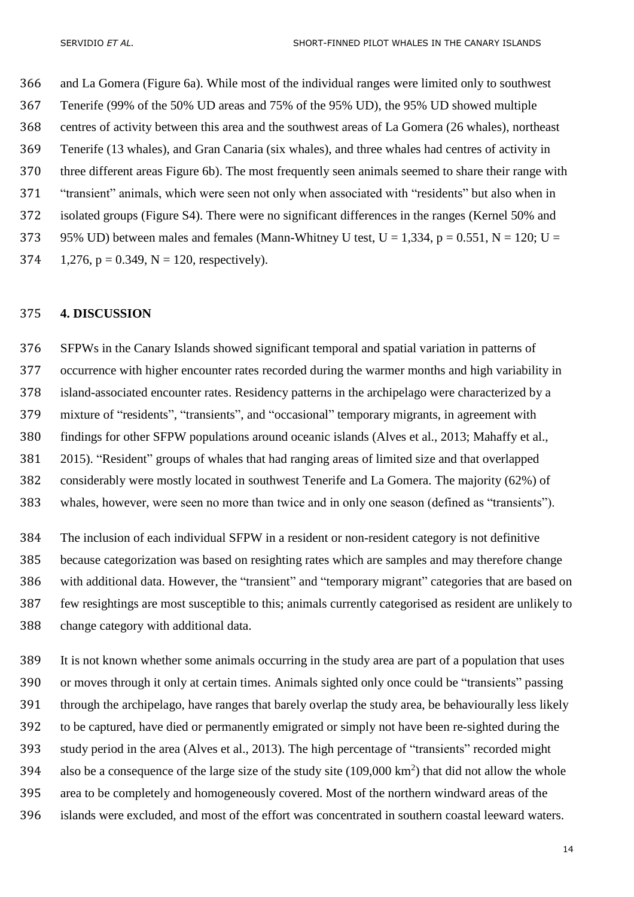and La Gomera (Figure 6a). While most of the individual ranges were limited only to southwest Tenerife (99% of the 50% UD areas and 75% of the 95% UD), the 95% UD showed multiple centres of activity between this area and the southwest areas of La Gomera (26 whales), northeast Tenerife (13 whales), and Gran Canaria (six whales), and three whales had centres of activity in three different areas Figure 6b). The most frequently seen animals seemed to share their range with "transient" animals, which were seen not only when associated with "residents" but also when in isolated groups (Figure S4). There were no significant differences in the ranges (Kernel 50% and 95% UD) between males and females (Mann-Whitney U test, $U = 1{,}334$, $p = 0.551$, $N = 120$; $U = 1{,}276$, $p = 0.349$, $N = 120$, respectively).

## 4. DISCUSSION

SFPWs in the Canary Islands showed significant temporal and spatial variation in patterns of occurrence with higher encounter rates recorded during the warmer months and high variability in island-associated encounter rates. Residency patterns in the archipelago were characterized by a mixture of "residents", "transients", and "occasional" temporary migrants, in agreement with findings for other SFPW populations around oceanic islands (Alves et al., 2013; Mahaffy et al., 2015). "Resident" groups of whales that had ranging areas of limited size and that overlapped considerably were mostly located in southwest Tenerife and La Gomera. The majority (62%) of whales, however, were seen no more than twice and in only one season (defined as "transients").

The inclusion of each individual SFPW in a resident or non-resident category is not definitive because categorization was based on resighting rates which are samples and may therefore change with additional data. However, the "transient" and "temporary migrant" categories that are based on few resightings are most susceptible to this; animals currently categorised as resident are unlikely to change category with additional data.

It is not known whether some animals occurring in the study area are part of a population that uses or moves through it only at certain times. Animals sighted only once could be "transients" passing through the archipelago, have ranges that barely overlap the study area, be behaviourally less likely to be captured, have died or permanently emigrated or simply not have been re-sighted during the study period in the area (Alves et al., 2013). The high percentage of "transients" recorded might also be a consequence of the large size of the study site (109,000 $km^2$) that did not allow the whole area to be completely and homogeneously covered. Most of the northern windward areas of the islands were excluded, and most of the effort was concentrated in southern coastal leeward waters.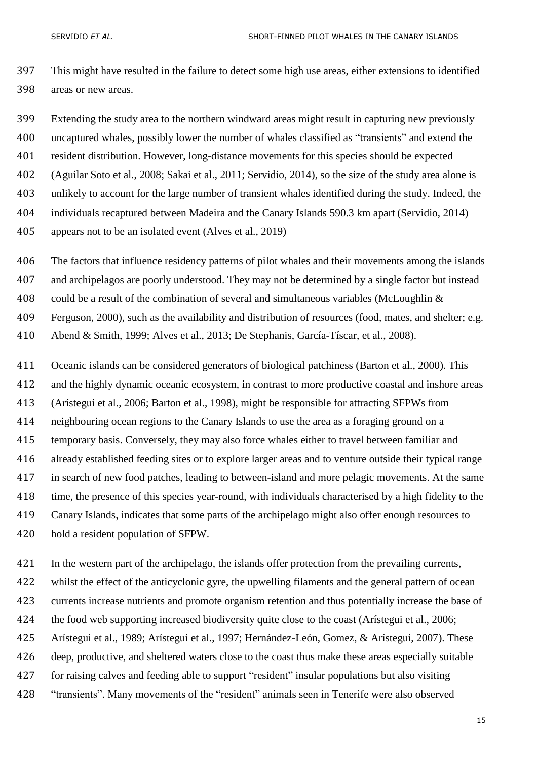This might have resulted in the failure to detect some high use areas, either extensions to identified areas or new areas.

Extending the study area to the northern windward areas might result in capturing new previously uncaptured whales, possibly lower the number of whales classified as "transients" and extend the resident distribution. However, long-distance movements for this species should be expected (Aguilar Soto et al., 2008; Sakai et al., 2011; Servidio, 2014), so the size of the study area alone is unlikely to account for the large number of transient whales identified during the study. Indeed, the individuals recaptured between Madeira and the Canary Islands 590.3 km apart (Servidio, 2014) appears not to be an isolated event (Alves et al., 2019)

The factors that influence residency patterns of pilot whales and their movements among the islands and archipelagos are poorly understood. They may not be determined by a single factor but instead could be a result of the combination of several and simultaneous variables (McLoughlin & Ferguson, 2000), such as the availability and distribution of resources (food, mates, and shelter; e.g. Abend & Smith, 1999; Alves et al., 2013; De Stephanis, García-Tíscar, et al., 2008).

Oceanic islands can be considered generators of biological patchiness (Barton et al., 2000). This and the highly dynamic oceanic ecosystem, in contrast to more productive coastal and inshore areas (Arístegui et al., 2006; Barton et al., 1998), might be responsible for attracting SFPWs from neighbouring ocean regions to the Canary Islands to use the area as a foraging ground on a temporary basis. Conversely, they may also force whales either to travel between familiar and already established feeding sites or to explore larger areas and to venture outside their typical range in search of new food patches, leading to between-island and more pelagic movements. At the same time, the presence of this species year-round, with individuals characterised by a high fidelity to the Canary Islands, indicates that some parts of the archipelago might also offer enough resources to hold a resident population of SFPW.

In the western part of the archipelago, the islands offer protection from the prevailing currents, whilst the effect of the anticyclonic gyre, the upwelling filaments and the general pattern of ocean currents increase nutrients and promote organism retention and thus potentially increase the base of the food web supporting increased biodiversity quite close to the coast (Arístegui et al., 2006; Arístegui et al., 1989; Arístegui et al., 1997; Hernández-León, Gomez, & Arístegui, 2007). These deep, productive, and sheltered waters close to the coast thus make these areas especially suitable for raising calves and feeding able to support "resident" insular populations but also visiting "transients". Many movements of the "resident" animals seen in Tenerife were also observed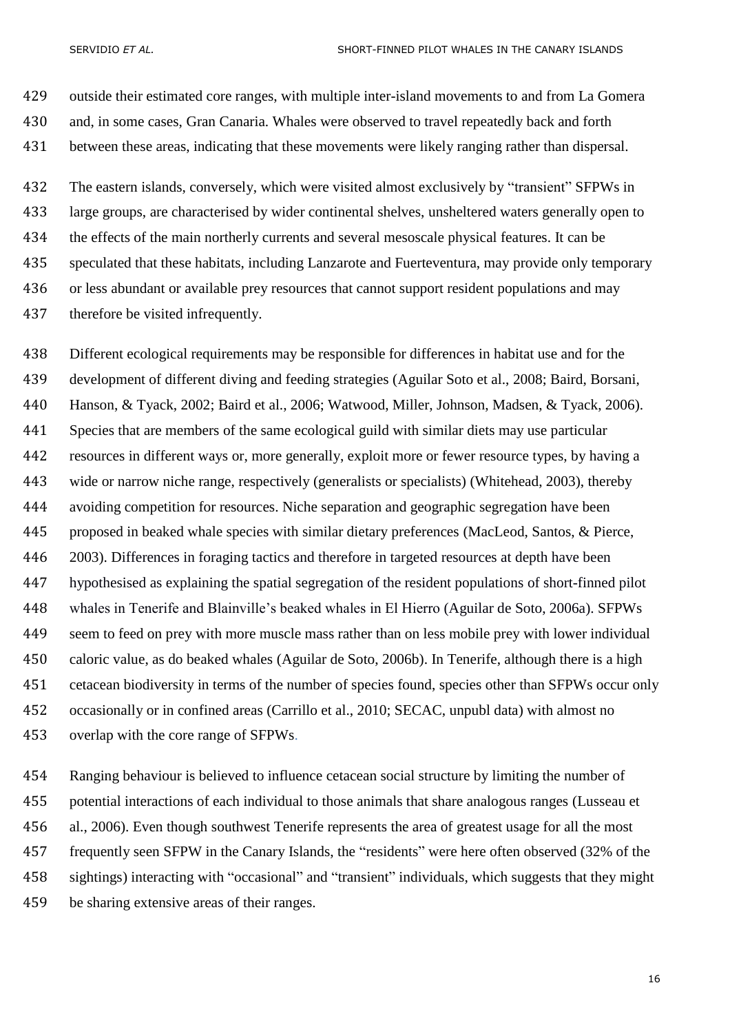outside their estimated core ranges, with multiple inter-island movements to and from La Gomera and, in some cases, Gran Canaria. Whales were observed to travel repeatedly back and forth between these areas, indicating that these movements were likely ranging rather than dispersal.

The eastern islands, conversely, which were visited almost exclusively by "transient" SFPWs in large groups, are characterised by wider continental shelves, unsheltered waters generally open to the effects of the main northerly currents and several mesoscale physical features. It can be speculated that these habitats, including Lanzarote and Fuerteventura, may provide only temporary or less abundant or available prey resources that cannot support resident populations and may therefore be visited infrequently.

Different ecological requirements may be responsible for differences in habitat use and for the development of different diving and feeding strategies (Aguilar Soto et al., 2008; Baird, Borsani, Hanson, & Tyack, 2002; Baird et al., 2006; Watwood, Miller, Johnson, Madsen, & Tyack, 2006). Species that are members of the same ecological guild with similar diets may use particular resources in different ways or, more generally, exploit more or fewer resource types, by having a wide or narrow niche range, respectively (generalists or specialists) (Whitehead, 2003), thereby avoiding competition for resources. Niche separation and geographic segregation have been proposed in beaked whale species with similar dietary preferences (MacLeod, Santos, & Pierce, 2003). Differences in foraging tactics and therefore in targeted resources at depth have been hypothesised as explaining the spatial segregation of the resident populations of short-finned pilot whales in Tenerife and Blainville's beaked whales in El Hierro (Aguilar de Soto, 2006a). SFPWs seem to feed on prey with more muscle mass rather than on less mobile prey with lower individual caloric value, as do beaked whales (Aguilar de Soto, 2006b). In Tenerife, although there is a high cetacean biodiversity in terms of the number of species found, species other than SFPWs occur only occasionally or in confined areas (Carrillo et al., 2010; SECAC, unpubl data) with almost no overlap with the core range of SFPWs.

Ranging behaviour is believed to influence cetacean social structure by limiting the number of potential interactions of each individual to those animals that share analogous ranges (Lusseau et al., 2006). Even though southwest Tenerife represents the area of greatest usage for all the most frequently seen SFPW in the Canary Islands, the "residents" were here often observed (32% of the sightings) interacting with "occasional" and "transient" individuals, which suggests that they might be sharing extensive areas of their ranges.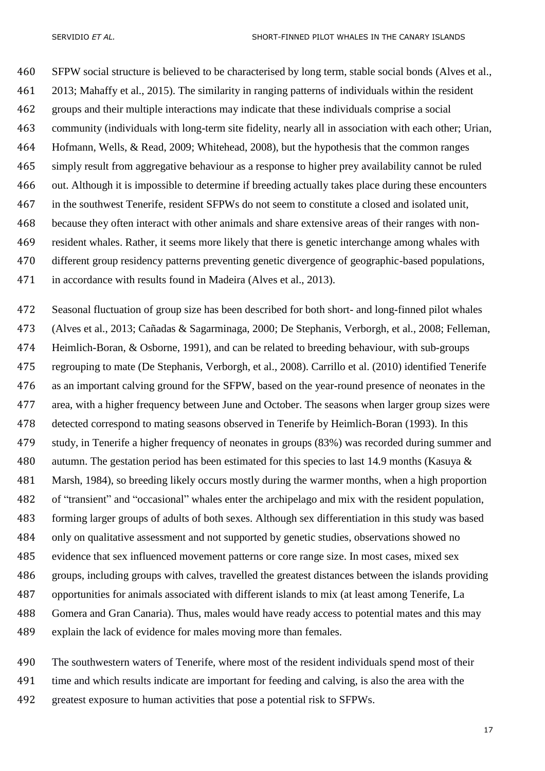SFPW social structure is believed to be characterised by long term, stable social bonds (Alves et al., 2013; Mahaffy et al., 2015). The similarity in ranging patterns of individuals within the resident groups and their multiple interactions may indicate that these individuals comprise a social community (individuals with long-term site fidelity, nearly all in association with each other; Urian, Hofmann, Wells, & Read, 2009; Whitehead, 2008), but the hypothesis that the common ranges simply result from aggregative behaviour as a response to higher prey availability cannot be ruled out. Although it is impossible to determine if breeding actually takes place during these encounters in the southwest Tenerife, resident SFPWs do not seem to constitute a closed and isolated unit, because they often interact with other animals and share extensive areas of their ranges with non-resident whales. Rather, it seems more likely that there is genetic interchange among whales with different group residency patterns preventing genetic divergence of geographic-based populations, in accordance with results found in Madeira (Alves et al., 2013).

Seasonal fluctuation of group size has been described for both short- and long-finned pilot whales (Alves et al., 2013; Cañadas & Sagarminaga, 2000; De Stephanis, Verborgh, et al., 2008; Felleman, Heimlich-Boran, & Osborne, 1991), and can be related to breeding behaviour, with sub-groups regrouping to mate (De Stephanis, Verborgh, et al., 2008). Carrillo et al. (2010) identified Tenerife as an important calving ground for the SFPW, based on the year-round presence of neonates in the area, with a higher frequency between June and October. The seasons when larger group sizes were detected correspond to mating seasons observed in Tenerife by Heimlich-Boran (1993). In this study, in Tenerife a higher frequency of neonates in groups (83%) was recorded during summer and autumn. The gestation period has been estimated for this species to last 14.9 months (Kasuya & Marsh, 1984), so breeding likely occurs mostly during the warmer months, when a high proportion of "transient" and "occasional" whales enter the archipelago and mix with the resident population, forming larger groups of adults of both sexes. Although sex differentiation in this study was based only on qualitative assessment and not supported by genetic studies, observations showed no evidence that sex influenced movement patterns or core range size. In most cases, mixed sex groups, including groups with calves, travelled the greatest distances between the islands providing opportunities for animals associated with different islands to mix (at least among Tenerife, La Gomera and Gran Canaria). Thus, males would have ready access to potential mates and this may explain the lack of evidence for males moving more than females.

The southwestern waters of Tenerife, where most of the resident individuals spend most of their time and which results indicate are important for feeding and calving, is also the area with the greatest exposure to human activities that pose a potential risk to SFPWs.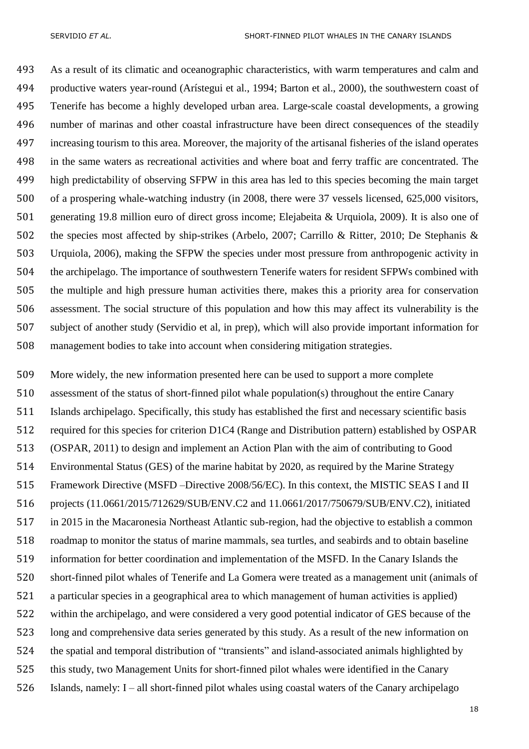As a result of its climatic and oceanographic characteristics, with warm temperatures and calm and productive waters year-round (Arístegui et al., 1994; Barton et al., 2000), the southwestern coast of Tenerife has become a highly developed urban area. Large-scale coastal developments, a growing number of marinas and other coastal infrastructure have been direct consequences of the steadily increasing tourism to this area. Moreover, the majority of the artisanal fisheries of the island operates in the same waters as recreational activities and where boat and ferry traffic are concentrated. The high predictability of observing SFPW in this area has led to this species becoming the main target of a prospering whale-watching industry (in 2008, there were 37 vessels licensed, 625,000 visitors, generating 19.8 million euro of direct gross income; Elejabeita & Urquiola, 2009). It is also one of the species most affected by ship-strikes (Arbelo, 2007; Carrillo & Ritter, 2010; De Stephanis & Urquiola, 2006), making the SFPW the species under most pressure from anthropogenic activity in the archipelago. The importance of southwestern Tenerife waters for resident SFPWs combined with the multiple and high pressure human activities there, makes this a priority area for conservation assessment. The social structure of this population and how this may affect its vulnerability is the subject of another study (Servidio et al, in prep), which will also provide important information for management bodies to take into account when considering mitigation strategies.

More widely, the new information presented here can be used to support a more complete assessment of the status of short-finned pilot whale population(s) throughout the entire Canary Islands archipelago. Specifically, this study has established the first and necessary scientific basis required for this species for criterion D1C4 (Range and Distribution pattern) established by OSPAR (OSPAR, 2011) to design and implement an Action Plan with the aim of contributing to Good Environmental Status (GES) of the marine habitat by 2020, as required by the Marine Strategy Framework Directive (MSFD –Directive 2008/56/EC). In this context, the MISTIC SEAS I and II projects (11.0661/2015/712629/SUB/ENV.C2 and 11.0661/2017/750679/SUB/ENV.C2), initiated in 2015 in the Macaronesia Northeast Atlantic sub-region, had the objective to establish a common roadmap to monitor the status of marine mammals, sea turtles, and seabirds and to obtain baseline information for better coordination and implementation of the MSFD. In the Canary Islands the short-finned pilot whales of Tenerife and La Gomera were treated as a management unit (animals of a particular species in a geographical area to which management of human activities is applied) within the archipelago, and were considered a very good potential indicator of GES because of the long and comprehensive data series generated by this study. As a result of the new information on the spatial and temporal distribution of "transients" and island-associated animals highlighted by this study, two Management Units for short-finned pilot whales were identified in the Canary Islands, namely: I – all short-finned pilot whales using coastal waters of the Canary archipelago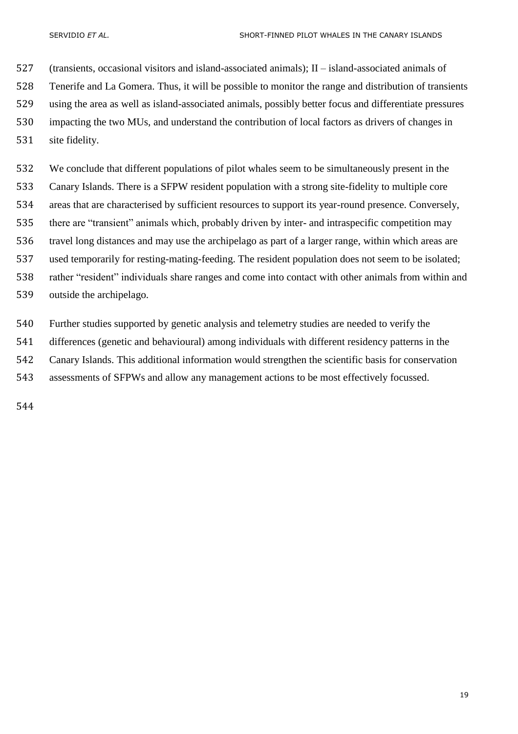(transients, occasional visitors and island-associated animals); II – island-associated animals of Tenerife and La Gomera. Thus, it will be possible to monitor the range and distribution of transients using the area as well as island-associated animals, possibly better focus and differentiate pressures impacting the two MUs, and understand the contribution of local factors as drivers of changes in site fidelity.

We conclude that different populations of pilot whales seem to be simultaneously present in the Canary Islands. There is a SFPW resident population with a strong site-fidelity to multiple core areas that are characterised by sufficient resources to support its year-round presence. Conversely, there are "transient" animals which, probably driven by inter- and intraspecific competition may travel long distances and may use the archipelago as part of a larger range, within which areas are used temporarily for resting-mating-feeding. The resident population does not seem to be isolated; rather "resident" individuals share ranges and come into contact with other animals from within and outside the archipelago.

Further studies supported by genetic analysis and telemetry studies are needed to verify the differences (genetic and behavioural) among individuals with different residency patterns in the Canary Islands. This additional information would strengthen the scientific basis for conservation assessments of SFPWs and allow any management actions to be most effectively focussed.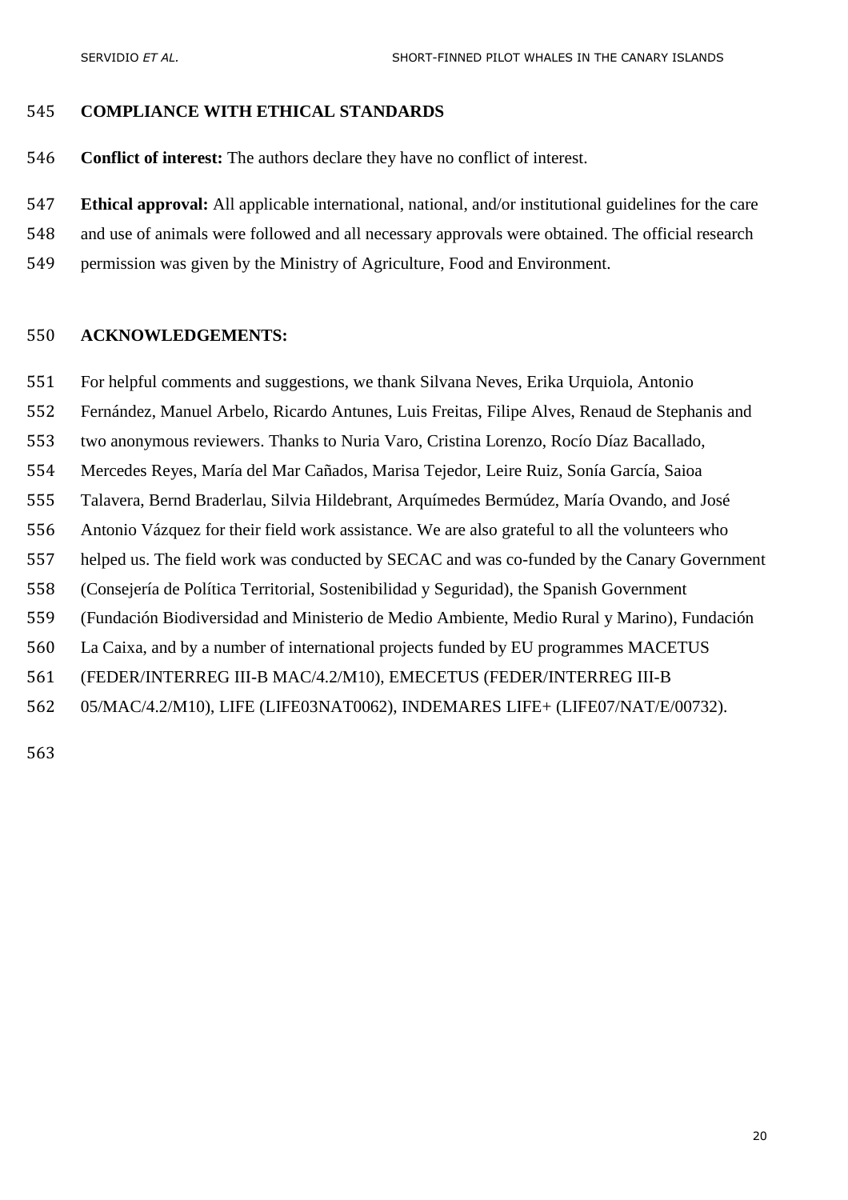## COMPLIANCE WITH ETHICAL STANDARDS

**Conflict of interest:** The authors declare they have no conflict of interest.

**Ethical approval:** All applicable international, national, and/or institutional guidelines for the care and use of animals were followed and all necessary approvals were obtained. The official research permission was given by the Ministry of Agriculture, Food and Environment.

## ACKNOWLEDGEMENTS:

For helpful comments and suggestions, we thank Silvana Neves, Erika Urquiola, Antonio Fernández, Manuel Arbelo, Ricardo Antunes, Luis Freitas, Filipe Alves, Renaud de Stephanis and two anonymous reviewers. Thanks to Nuria Varo, Cristina Lorenzo, Rocío Díaz Bacallado, Mercedes Reyes, María del Mar Cañados, Marisa Tejedor, Leire Ruiz, Sonía García, Saioa Talavera, Bernd Braderlau, Silvia Hildebrant, Arquímedes Bermúdez, María Ovando, and José Antonio Vázquez for their field work assistance. We are also grateful to all the volunteers who helped us. The field work was conducted by SECAC and was co-funded by the Canary Government (Consejería de Política Territorial, Sostenibilidad y Seguridad), the Spanish Government (Fundación Biodiversidad and Ministerio de Medio Ambiente, Medio Rural y Marino), Fundación La Caixa, and by a number of international projects funded by EU programmes MACETUS (FEDER/INTERREG III-B MAC/4.2/M10), EMECETUS (FEDER/INTERREG III-B 05/MAC/4.2/M10), LIFE (LIFE03NAT0062), INDEMARES LIFE+ (LIFE07/NAT/E/00732).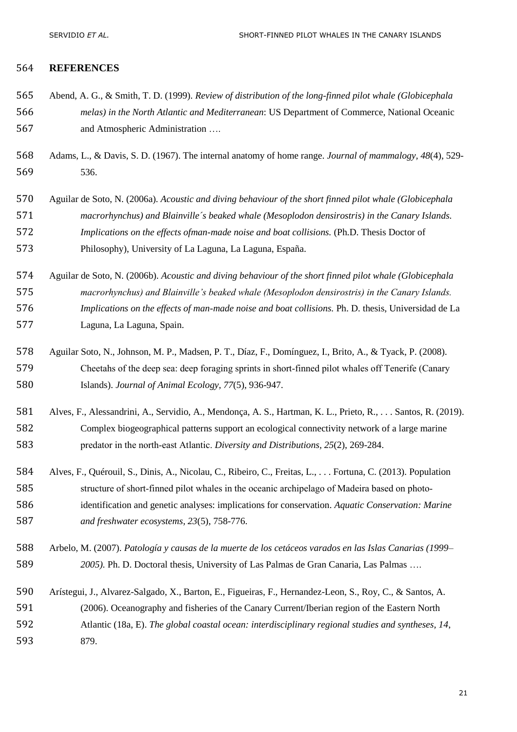## REFERENCES

Abend, A. G., & Smith, T. D. (1999). *Review of distribution of the long-finned pilot whale (Globicephala melas) in the North Atlantic and Mediterranean*: US Department of Commerce, National Oceanic and Atmospheric Administration ….

Adams, L., & Davis, S. D. (1967). The internal anatomy of home range. *Journal of mammalogy, 48*(4), 529-536.

Aguilar de Soto, N. (2006a). *Acoustic and diving behaviour of the short finned pilot whale (Globicephala macrorhynchus) and Blainville´s beaked whale (Mesoplodon densirostris) in the Canary Islands. Implications on the effects ofman-made noise and boat collisions.* (Ph.D. Thesis Doctor of Philosophy), University of La Laguna, La Laguna, España.

Aguilar de Soto, N. (2006b). *Acoustic and diving behaviour of the short finned pilot whale (Globicephala macrorhynchus) and Blainville's beaked whale (Mesoplodon densirostris) in the Canary Islands. Implications on the effects of man-made noise and boat collisions.* Ph. D. thesis, Universidad de La Laguna, La Laguna, Spain.

Aguilar Soto, N., Johnson, M. P., Madsen, P. T., Díaz, F., Domínguez, I., Brito, A., & Tyack, P. (2008). Cheetahs of the deep sea: deep foraging sprints in short-finned pilot whales off Tenerife (Canary Islands). *Journal of Animal Ecology, 77*(5), 936-947.

Alves, F., Alessandrini, A., Servidio, A., Mendonça, A. S., Hartman, K. L., Prieto, R., . . . Santos, R. (2019). Complex biogeographical patterns support an ecological connectivity network of a large marine predator in the north-east Atlantic. *Diversity and Distributions, 25*(2), 269-284.

Alves, F., Quérouil, S., Dinis, A., Nicolau, C., Ribeiro, C., Freitas, L., . . . Fortuna, C. (2013). Population structure of short-finned pilot whales in the oceanic archipelago of Madeira based on photo-identification and genetic analyses: implications for conservation. *Aquatic Conservation: Marine and freshwater ecosystems, 23*(5), 758-776.

Arbelo, M. (2007). *Patología y causas de la muerte de los cetáceos varados en las Islas Canarias (1999–2005).* Ph. D. Doctoral thesis, University of Las Palmas de Gran Canaria, Las Palmas ….

Arístegui, J., Alvarez-Salgado, X., Barton, E., Figueiras, F., Hernandez-Leon, S., Roy, C., & Santos, A. (2006). Oceanography and fisheries of the Canary Current/Iberian region of the Eastern North Atlantic (18a, E). *The global coastal ocean: interdisciplinary regional studies and syntheses, 14*, 879.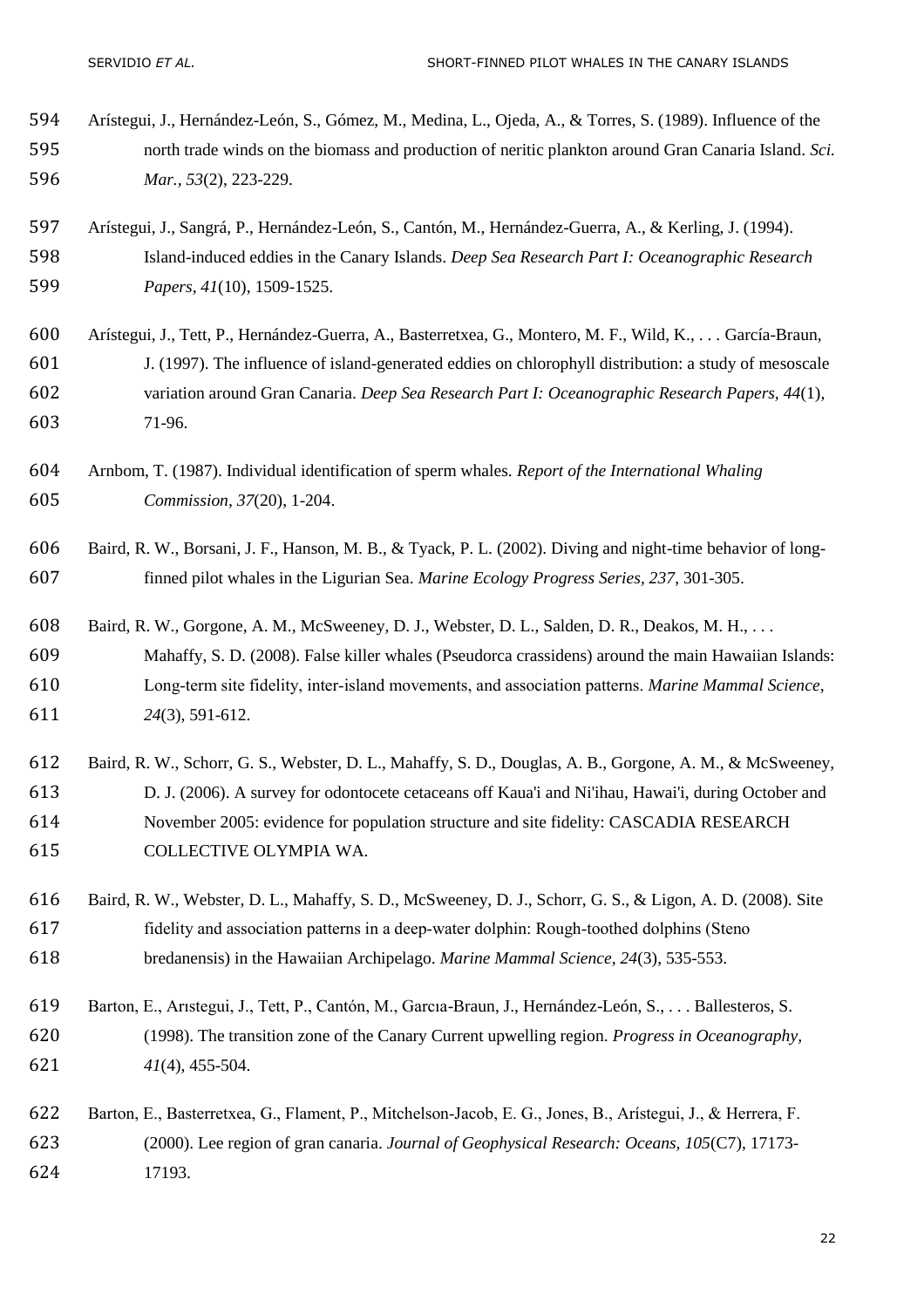Arístegui, J., Hernández-León, S., Gómez, M., Medina, L., Ojeda, A., & Torres, S. (1989). Influence of the north trade winds on the biomass and production of neritic plankton around Gran Canaria Island. *Sci. Mar., 53*(2), 223-229.

Arístegui, J., Sangrá, P., Hernández-León, S., Cantón, M., Hernández-Guerra, A., & Kerling, J. (1994). Island-induced eddies in the Canary Islands. *Deep Sea Research Part I: Oceanographic Research Papers, 41*(10), 1509-1525.

Arístegui, J., Tett, P., Hernández-Guerra, A., Basterretxea, G., Montero, M. F., Wild, K., . . . García-Braun, J. (1997). The influence of island-generated eddies on chlorophyll distribution: a study of mesoscale variation around Gran Canaria. *Deep Sea Research Part I: Oceanographic Research Papers, 44*(1), 71-96.

Arnbom, T. (1987). Individual identification of sperm whales. *Report of the International Whaling Commission, 37*(20), 1-204.

Baird, R. W., Borsani, J. F., Hanson, M. B., & Tyack, P. L. (2002). Diving and night-time behavior of long-finned pilot whales in the Ligurian Sea. *Marine Ecology Progress Series, 237*, 301-305.

Baird, R. W., Gorgone, A. M., McSweeney, D. J., Webster, D. L., Salden, D. R., Deakos, M. H., . . . Mahaffy, S. D. (2008). False killer whales (Pseudorca crassidens) around the main Hawaiian Islands: Long-term site fidelity, inter-island movements, and association patterns. *Marine Mammal Science, 24*(3), 591-612.

Baird, R. W., Schorr, G. S., Webster, D. L., Mahaffy, S. D., Douglas, A. B., Gorgone, A. M., & McSweeney, D. J. (2006). A survey for odontocete cetaceans off Kaua'i and Ni'ihau, Hawai'i, during October and November 2005: evidence for population structure and site fidelity: CASCADIA RESEARCH COLLECTIVE OLYMPIA WA.

Baird, R. W., Webster, D. L., Mahaffy, S. D., McSweeney, D. J., Schorr, G. S., & Ligon, A. D. (2008). Site fidelity and association patterns in a deep-water dolphin: Rough-toothed dolphins (Steno bredanensis) in the Hawaiian Archipelago. *Marine Mammal Science, 24*(3), 535-553.

Barton, E., Arıstegui, J., Tett, P., Cantón, M., Garcıa-Braun, J., Hernández-León, S., . . . Ballesteros, S. (1998). The transition zone of the Canary Current upwelling region. *Progress in Oceanography, 41*(4), 455-504.

Barton, E., Basterretxea, G., Flament, P., Mitchelson-Jacob, E. G., Jones, B., Arístegui, J., & Herrera, F. (2000). Lee region of gran canaria. *Journal of Geophysical Research: Oceans, 105*(C7), 17173-17193.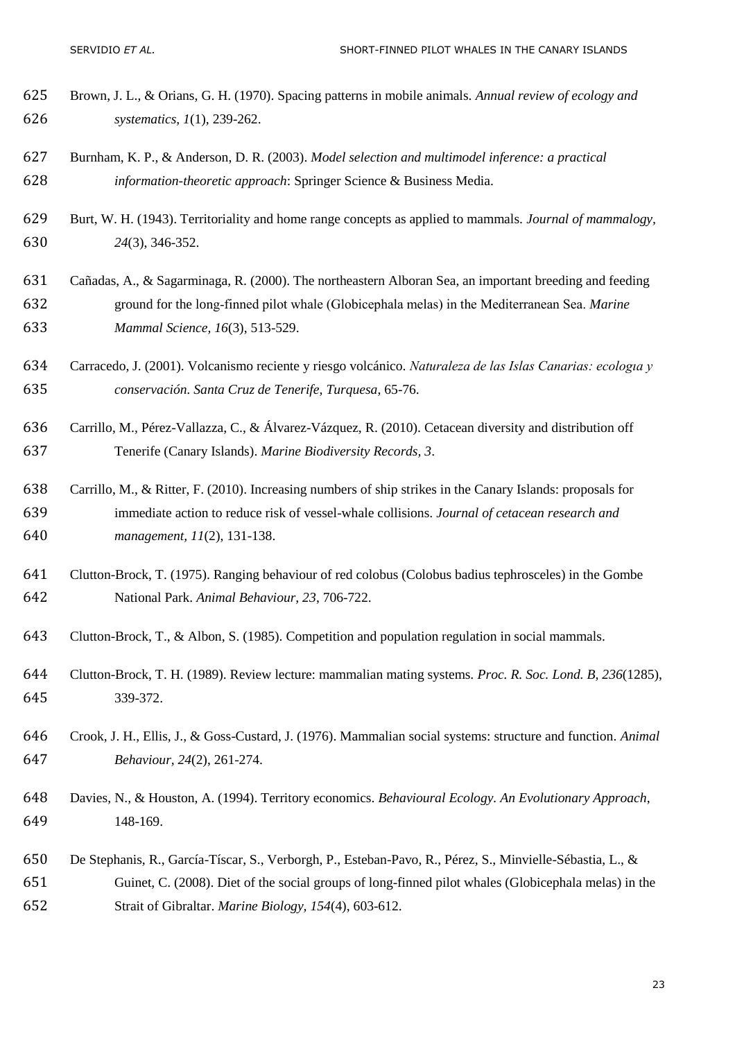Brown, J. L., & Orians, G. H. (1970). Spacing patterns in mobile animals. *Annual review of ecology and systematics, 1*(1), 239-262.

Burnham, K. P., & Anderson, D. R. (2003). *Model selection and multimodel inference: a practical information-theoretic approach*: Springer Science & Business Media.

Burt, W. H. (1943). Territoriality and home range concepts as applied to mammals. *Journal of mammalogy, 24*(3), 346-352.

Cañadas, A., & Sagarminaga, R. (2000). The northeastern Alboran Sea, an important breeding and feeding ground for the long-finned pilot whale (Globicephala melas) in the Mediterranean Sea. *Marine Mammal Science, 16*(3), 513-529.

Carracedo, J. (2001). Volcanismo reciente y riesgo volcánico. *Naturaleza de las Islas Canarias: ecologıa y conservación. Santa Cruz de Tenerife, Turquesa*, 65-76.

Carrillo, M., Pérez-Vallazza, C., & Álvarez-Vázquez, R. (2010). Cetacean diversity and distribution off Tenerife (Canary Islands). *Marine Biodiversity Records, 3*.

Carrillo, M., & Ritter, F. (2010). Increasing numbers of ship strikes in the Canary Islands: proposals for immediate action to reduce risk of vessel-whale collisions. *Journal of cetacean research and management, 11*(2), 131-138.

Clutton-Brock, T. (1975). Ranging behaviour of red colobus (Colobus badius tephrosceles) in the Gombe National Park. *Animal Behaviour, 23*, 706-722.

Clutton-Brock, T., & Albon, S. (1985). Competition and population regulation in social mammals.

Clutton-Brock, T. H. (1989). Review lecture: mammalian mating systems. *Proc. R. Soc. Lond. B, 236*(1285), 339-372.

Crook, J. H., Ellis, J., & Goss-Custard, J. (1976). Mammalian social systems: structure and function. *Animal Behaviour, 24*(2), 261-274.

Davies, N., & Houston, A. (1994). Territory economics. *Behavioural Ecology. An Evolutionary Approach*, 148-169.

De Stephanis, R., García-Tíscar, S., Verborgh, P., Esteban-Pavo, R., Pérez, S., Minvielle-Sébastia, L., & Guinet, C. (2008). Diet of the social groups of long-finned pilot whales (Globicephala melas) in the Strait of Gibraltar. *Marine Biology, 154*(4), 603-612.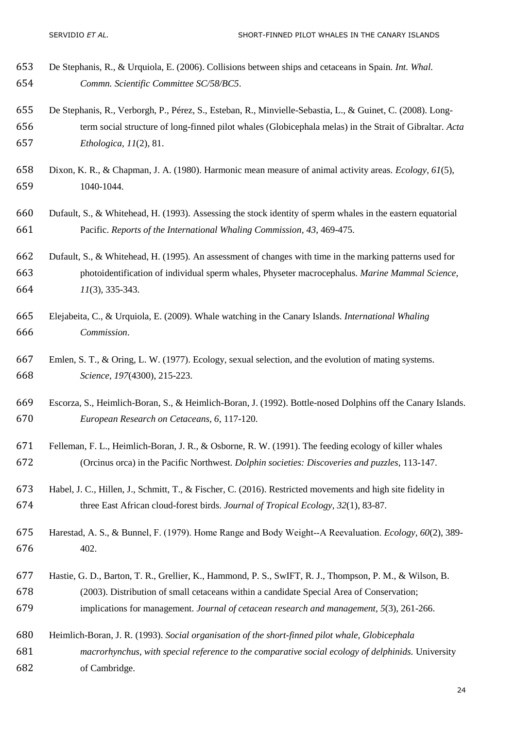De Stephanis, R., & Urquiola, E. (2006). Collisions between ships and cetaceans in Spain. *Int. Whal. Commn. Scientific Committee SC/58/BC5*.

De Stephanis, R., Verborgh, P., Pérez, S., Esteban, R., Minvielle-Sebastia, L., & Guinet, C. (2008). Long-term social structure of long-finned pilot whales (Globicephala melas) in the Strait of Gibraltar. *Acta Ethologica, 11*(2), 81.

Dixon, K. R., & Chapman, J. A. (1980). Harmonic mean measure of animal activity areas. *Ecology, 61*(5), 1040-1044.

Dufault, S., & Whitehead, H. (1993). Assessing the stock identity of sperm whales in the eastern equatorial Pacific. *Reports of the International Whaling Commission, 43*, 469-475.

Dufault, S., & Whitehead, H. (1995). An assessment of changes with time in the marking patterns used for photoidentification of individual sperm whales, Physeter macrocephalus. *Marine Mammal Science, 11*(3), 335-343.

Elejabeita, C., & Urquiola, E. (2009). Whale watching in the Canary Islands. *International Whaling Commission*.

Emlen, S. T., & Oring, L. W. (1977). Ecology, sexual selection, and the evolution of mating systems. *Science, 197*(4300), 215-223.

Escorza, S., Heimlich-Boran, S., & Heimlich-Boran, J. (1992). Bottle-nosed Dolphins off the Canary Islands. *European Research on Cetaceans, 6*, 117-120.

Felleman, F. L., Heimlich-Boran, J. R., & Osborne, R. W. (1991). The feeding ecology of killer whales (Orcinus orca) in the Pacific Northwest. *Dolphin societies: Discoveries and puzzles*, 113-147.

Habel, J. C., Hillen, J., Schmitt, T., & Fischer, C. (2016). Restricted movements and high site fidelity in three East African cloud-forest birds. *Journal of Tropical Ecology, 32*(1), 83-87.

Harestad, A. S., & Bunnel, F. (1979). Home Range and Body Weight--A Reevaluation. *Ecology, 60*(2), 389-402.

Hastie, G. D., Barton, T. R., Grellier, K., Hammond, P. S., SwIFT, R. J., Thompson, P. M., & Wilson, B. (2003). Distribution of small cetaceans within a candidate Special Area of Conservation; implications for management. *Journal of cetacean research and management, 5*(3), 261-266.

Heimlich-Boran, J. R. (1993). *Social organisation of the short-finned pilot whale, Globicephala macrorhynchus, with special reference to the comparative social ecology of delphinids.* University of Cambridge.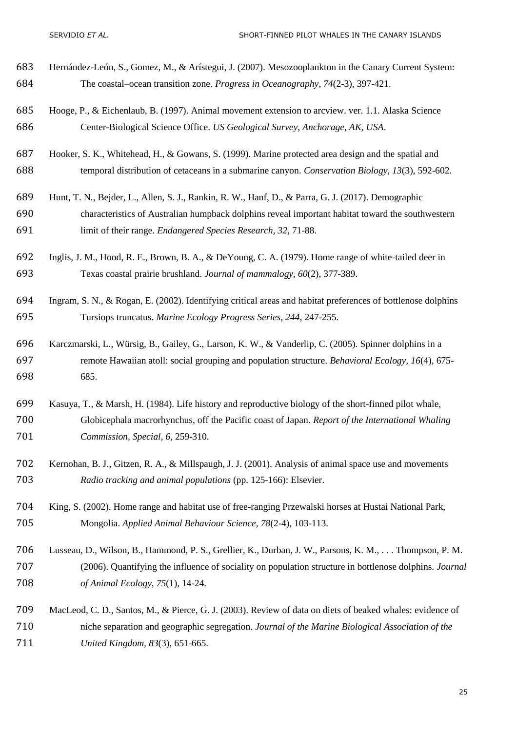Hernández-León, S., Gomez, M., & Arístegui, J. (2007). Mesozooplankton in the Canary Current System: The coastal–ocean transition zone. *Progress in Oceanography, 74*(2-3), 397-421.

Hooge, P., & Eichenlaub, B. (1997). Animal movement extension to arcview. ver. 1.1. Alaska Science Center-Biological Science Office. *US Geological Survey, Anchorage, AK, USA*.

Hooker, S. K., Whitehead, H., & Gowans, S. (1999). Marine protected area design and the spatial and temporal distribution of cetaceans in a submarine canyon. *Conservation Biology, 13*(3), 592-602.

Hunt, T. N., Bejder, L., Allen, S. J., Rankin, R. W., Hanf, D., & Parra, G. J. (2017). Demographic characteristics of Australian humpback dolphins reveal important habitat toward the southwestern limit of their range. *Endangered Species Research, 32*, 71-88.

Inglis, J. M., Hood, R. E., Brown, B. A., & DeYoung, C. A. (1979). Home range of white-tailed deer in Texas coastal prairie brushland. *Journal of mammalogy, 60*(2), 377-389.

Ingram, S. N., & Rogan, E. (2002). Identifying critical areas and habitat preferences of bottlenose dolphins Tursiops truncatus. *Marine Ecology Progress Series, 244*, 247-255.

Karczmarski, L., Würsig, B., Gailey, G., Larson, K. W., & Vanderlip, C. (2005). Spinner dolphins in a remote Hawaiian atoll: social grouping and population structure. *Behavioral Ecology, 16*(4), 675-685.

Kasuya, T., & Marsh, H. (1984). Life history and reproductive biology of the short-finned pilot whale, Globicephala macrorhynchus, off the Pacific coast of Japan. *Report of the International Whaling Commission, Special, 6*, 259-310.

Kernohan, B. J., Gitzen, R. A., & Millspaugh, J. J. (2001). Analysis of animal space use and movements *Radio tracking and animal populations* (pp. 125-166): Elsevier.

King, S. (2002). Home range and habitat use of free-ranging Przewalski horses at Hustai National Park, Mongolia. *Applied Animal Behaviour Science, 78*(2-4), 103-113.

Lusseau, D., Wilson, B., Hammond, P. S., Grellier, K., Durban, J. W., Parsons, K. M., . . . Thompson, P. M. (2006). Quantifying the influence of sociality on population structure in bottlenose dolphins. *Journal of Animal Ecology, 75*(1), 14-24.

MacLeod, C. D., Santos, M., & Pierce, G. J. (2003). Review of data on diets of beaked whales: evidence of niche separation and geographic segregation. *Journal of the Marine Biological Association of the United Kingdom, 83*(3), 651-665.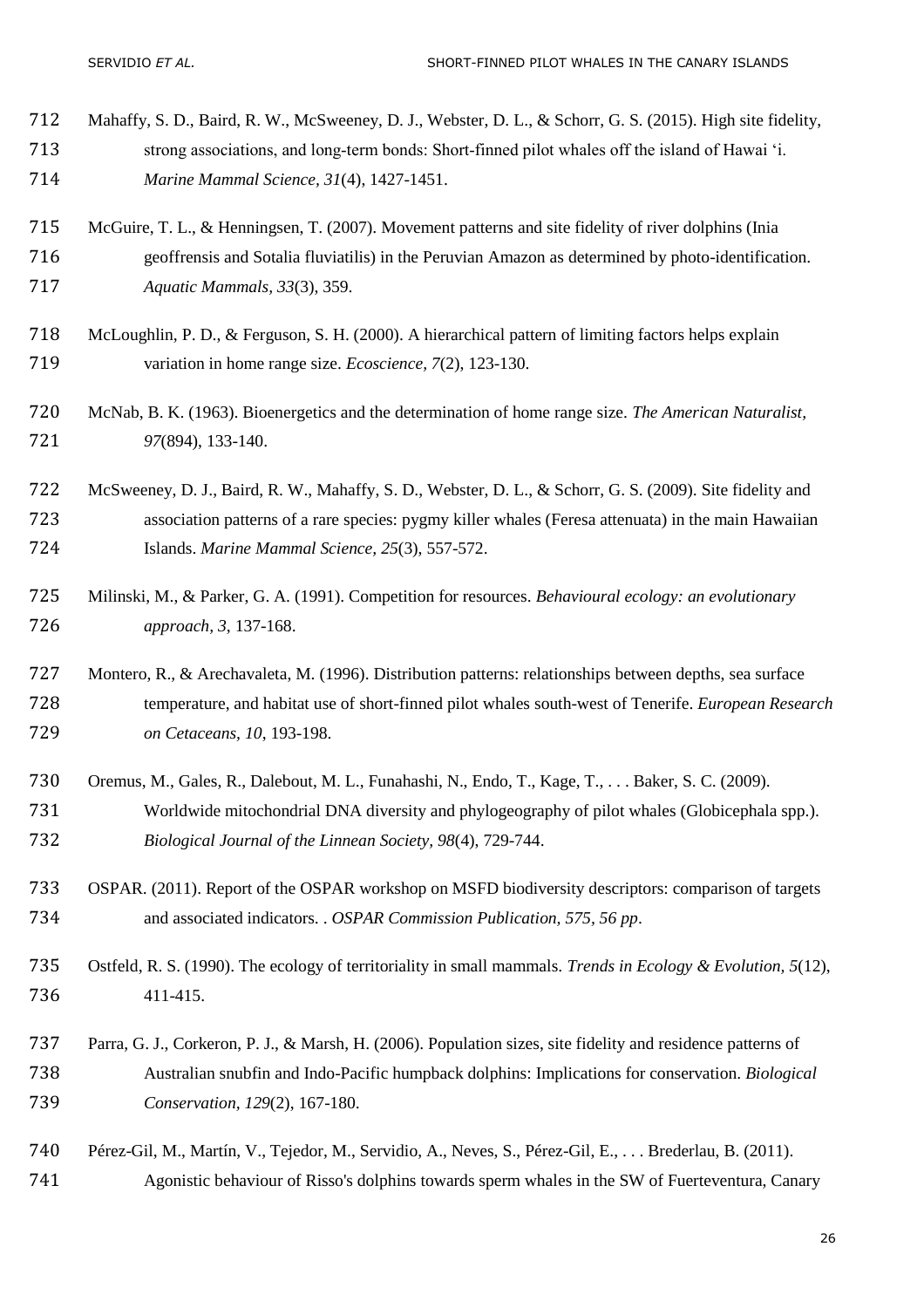Mahaffy, S. D., Baird, R. W., McSweeney, D. J., Webster, D. L., & Schorr, G. S. (2015). High site fidelity, strong associations, and long-term bonds: Short-finned pilot whales off the island of Hawai 'i. *Marine Mammal Science, 31*(4), 1427-1451.

McGuire, T. L., & Henningsen, T. (2007). Movement patterns and site fidelity of river dolphins (Inia geoffrensis and Sotalia fluviatilis) in the Peruvian Amazon as determined by photo-identification. *Aquatic Mammals, 33*(3), 359.

McLoughlin, P. D., & Ferguson, S. H. (2000). A hierarchical pattern of limiting factors helps explain variation in home range size. *Ecoscience, 7*(2), 123-130.

McNab, B. K. (1963). Bioenergetics and the determination of home range size. *The American Naturalist, 97*(894), 133-140.

McSweeney, D. J., Baird, R. W., Mahaffy, S. D., Webster, D. L., & Schorr, G. S. (2009). Site fidelity and association patterns of a rare species: pygmy killer whales (Feresa attenuata) in the main Hawaiian Islands. *Marine Mammal Science, 25*(3), 557-572.

Milinski, M., & Parker, G. A. (1991). Competition for resources. *Behavioural ecology: an evolutionary approach, 3*, 137-168.

Montero, R., & Arechavaleta, M. (1996). Distribution patterns: relationships between depths, sea surface temperature, and habitat use of short-finned pilot whales south-west of Tenerife. *European Research on Cetaceans, 10*, 193-198.

Oremus, M., Gales, R., Dalebout, M. L., Funahashi, N., Endo, T., Kage, T., . . . Baker, S. C. (2009). Worldwide mitochondrial DNA diversity and phylogeography of pilot whales (Globicephala spp.). *Biological Journal of the Linnean Society, 98*(4), 729-744.

OSPAR. (2011). Report of the OSPAR workshop on MSFD biodiversity descriptors: comparison of targets and associated indicators. . *OSPAR Commission Publication, 575, 56 pp*.

Ostfeld, R. S. (1990). The ecology of territoriality in small mammals. *Trends in Ecology & Evolution, 5*(12), 411-415.

Parra, G. J., Corkeron, P. J., & Marsh, H. (2006). Population sizes, site fidelity and residence patterns of Australian snubfin and Indo-Pacific humpback dolphins: Implications for conservation. *Biological Conservation, 129*(2), 167-180.

Pérez-Gil, M., Martín, V., Tejedor, M., Servidio, A., Neves, S., Pérez-Gil, E., . . . Brederlau, B. (2011). Agonistic behaviour of Risso's dolphins towards sperm whales in the SW of Fuerteventura, Canary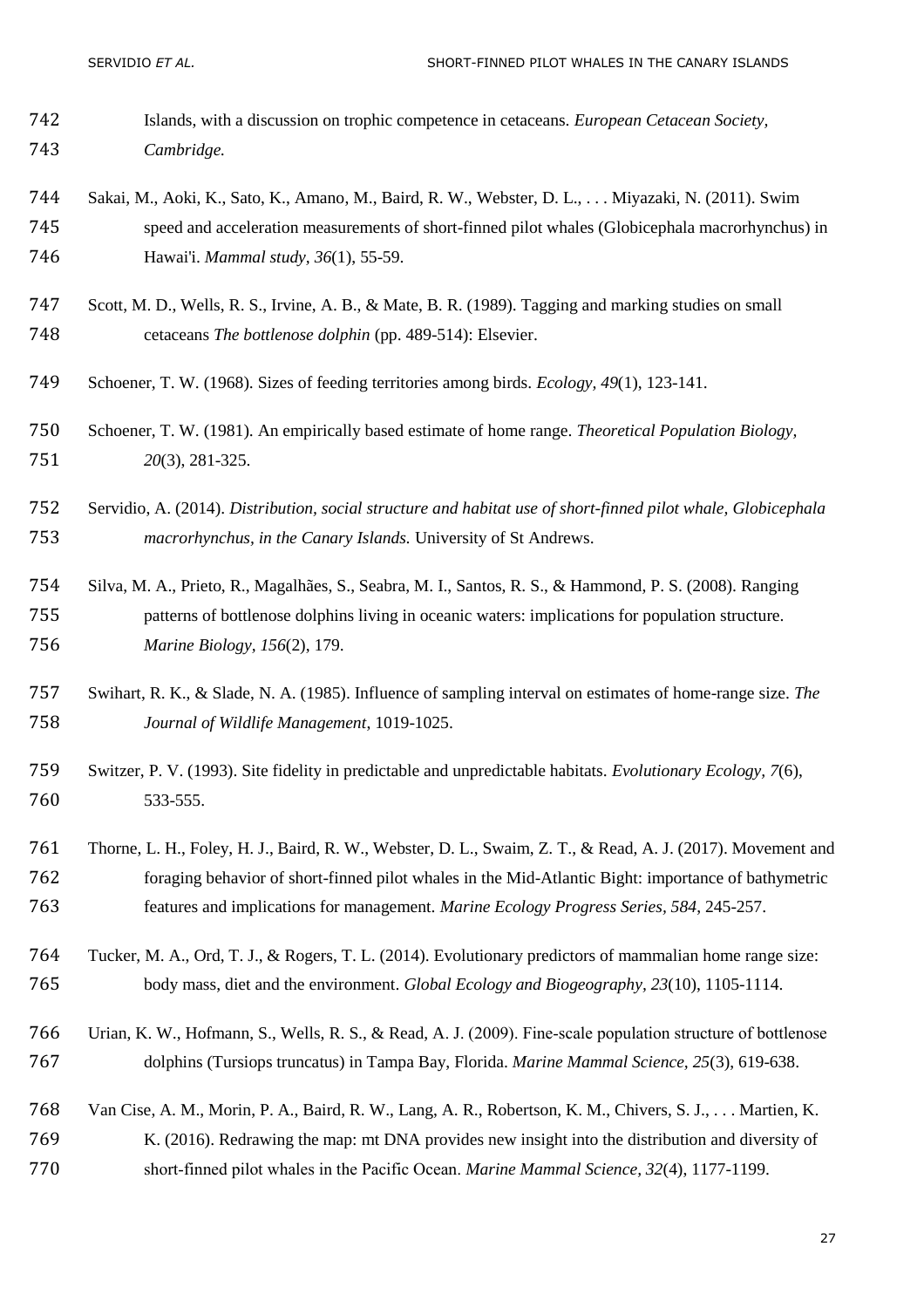Islands, with a discussion on trophic competence in cetaceans. *European Cetacean Society, Cambridge.*

Sakai, M., Aoki, K., Sato, K., Amano, M., Baird, R. W., Webster, D. L., . . . Miyazaki, N. (2011). Swim speed and acceleration measurements of short-finned pilot whales (Globicephala macrorhynchus) in Hawai'i. *Mammal study, 36*(1), 55-59.

Scott, M. D., Wells, R. S., Irvine, A. B., & Mate, B. R. (1989). Tagging and marking studies on small cetaceans *The bottlenose dolphin* (pp. 489-514): Elsevier.

Schoener, T. W. (1968). Sizes of feeding territories among birds. *Ecology, 49*(1), 123-141.

Schoener, T. W. (1981). An empirically based estimate of home range. *Theoretical Population Biology, 20*(3), 281-325.

Servidio, A. (2014). *Distribution, social structure and habitat use of short-finned pilot whale, Globicephala macrorhynchus, in the Canary Islands.* University of St Andrews.

Silva, M. A., Prieto, R., Magalhães, S., Seabra, M. I., Santos, R. S., & Hammond, P. S. (2008). Ranging patterns of bottlenose dolphins living in oceanic waters: implications for population structure. *Marine Biology, 156*(2), 179.

Swihart, R. K., & Slade, N. A. (1985). Influence of sampling interval on estimates of home-range size. *The Journal of Wildlife Management*, 1019-1025.

Switzer, P. V. (1993). Site fidelity in predictable and unpredictable habitats. *Evolutionary Ecology, 7*(6), 533-555.

Thorne, L. H., Foley, H. J., Baird, R. W., Webster, D. L., Swaim, Z. T., & Read, A. J. (2017). Movement and foraging behavior of short-finned pilot whales in the Mid-Atlantic Bight: importance of bathymetric features and implications for management. *Marine Ecology Progress Series, 584*, 245-257.

Tucker, M. A., Ord, T. J., & Rogers, T. L. (2014). Evolutionary predictors of mammalian home range size: body mass, diet and the environment. *Global Ecology and Biogeography, 23*(10), 1105-1114.

Urian, K. W., Hofmann, S., Wells, R. S., & Read, A. J. (2009). Fine-scale population structure of bottlenose dolphins (Tursiops truncatus) in Tampa Bay, Florida. *Marine Mammal Science, 25*(3), 619-638.

Van Cise, A. M., Morin, P. A., Baird, R. W., Lang, A. R., Robertson, K. M., Chivers, S. J., . . . Martien, K. K. (2016). Redrawing the map: mt DNA provides new insight into the distribution and diversity of short-finned pilot whales in the Pacific Ocean. *Marine Mammal Science, 32*(4), 1177-1199.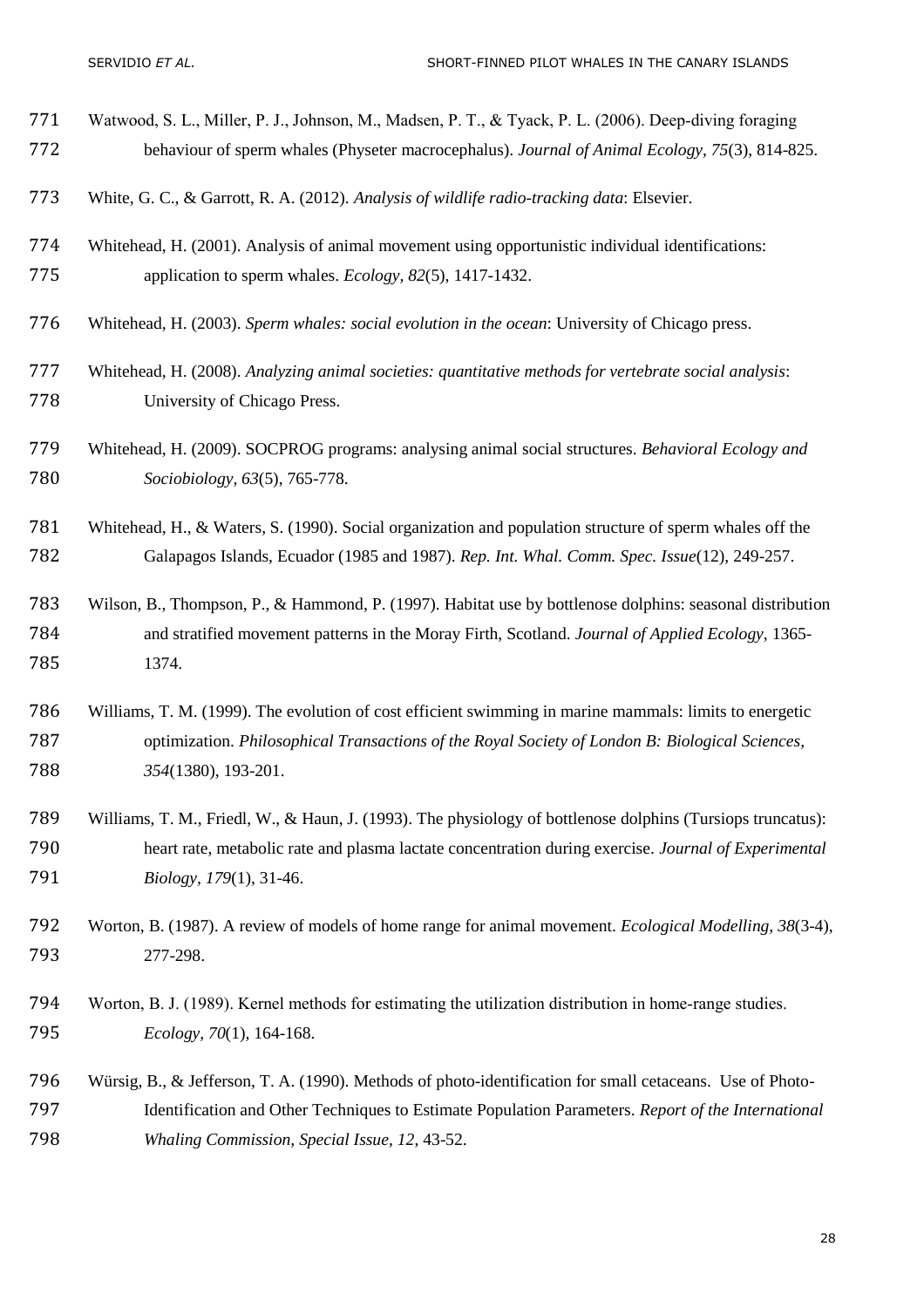Watwood, S. L., Miller, P. J., Johnson, M., Madsen, P. T., & Tyack, P. L. (2006). Deep-diving foraging behaviour of sperm whales (Physeter macrocephalus). *Journal of Animal Ecology, 75*(3), 814-825.

White, G. C., & Garrott, R. A. (2012). *Analysis of wildlife radio-tracking data*: Elsevier.

Whitehead, H. (2001). Analysis of animal movement using opportunistic individual identifications: application to sperm whales. *Ecology, 82*(5), 1417-1432.

Whitehead, H. (2003). *Sperm whales: social evolution in the ocean*: University of Chicago press.

Whitehead, H. (2008). *Analyzing animal societies: quantitative methods for vertebrate social analysis*: University of Chicago Press.

Whitehead, H. (2009). SOCPROG programs: analysing animal social structures. *Behavioral Ecology and Sociobiology, 63*(5), 765-778.

Whitehead, H., & Waters, S. (1990). Social organization and population structure of sperm whales off the Galapagos Islands, Ecuador (1985 and 1987). *Rep. Int. Whal. Comm. Spec. Issue*(12), 249-257.

Wilson, B., Thompson, P., & Hammond, P. (1997). Habitat use by bottlenose dolphins: seasonal distribution and stratified movement patterns in the Moray Firth, Scotland. *Journal of Applied Ecology*, 1365-1374.

Williams, T. M. (1999). The evolution of cost efficient swimming in marine mammals: limits to energetic optimization. *Philosophical Transactions of the Royal Society of London B: Biological Sciences, 354*(1380), 193-201.

Williams, T. M., Friedl, W., & Haun, J. (1993). The physiology of bottlenose dolphins (Tursiops truncatus): heart rate, metabolic rate and plasma lactate concentration during exercise. *Journal of Experimental Biology, 179*(1), 31-46.

Worton, B. (1987). A review of models of home range for animal movement. *Ecological Modelling, 38*(3-4), 277-298.

Worton, B. J. (1989). Kernel methods for estimating the utilization distribution in home-range studies. *Ecology, 70*(1), 164-168.

Würsig, B., & Jefferson, T. A. (1990). Methods of photo-identification for small cetaceans. Use of Photo-Identification and Other Techniques to Estimate Population Parameters. *Report of the International Whaling Commission, Special Issue, 12*, 43-52.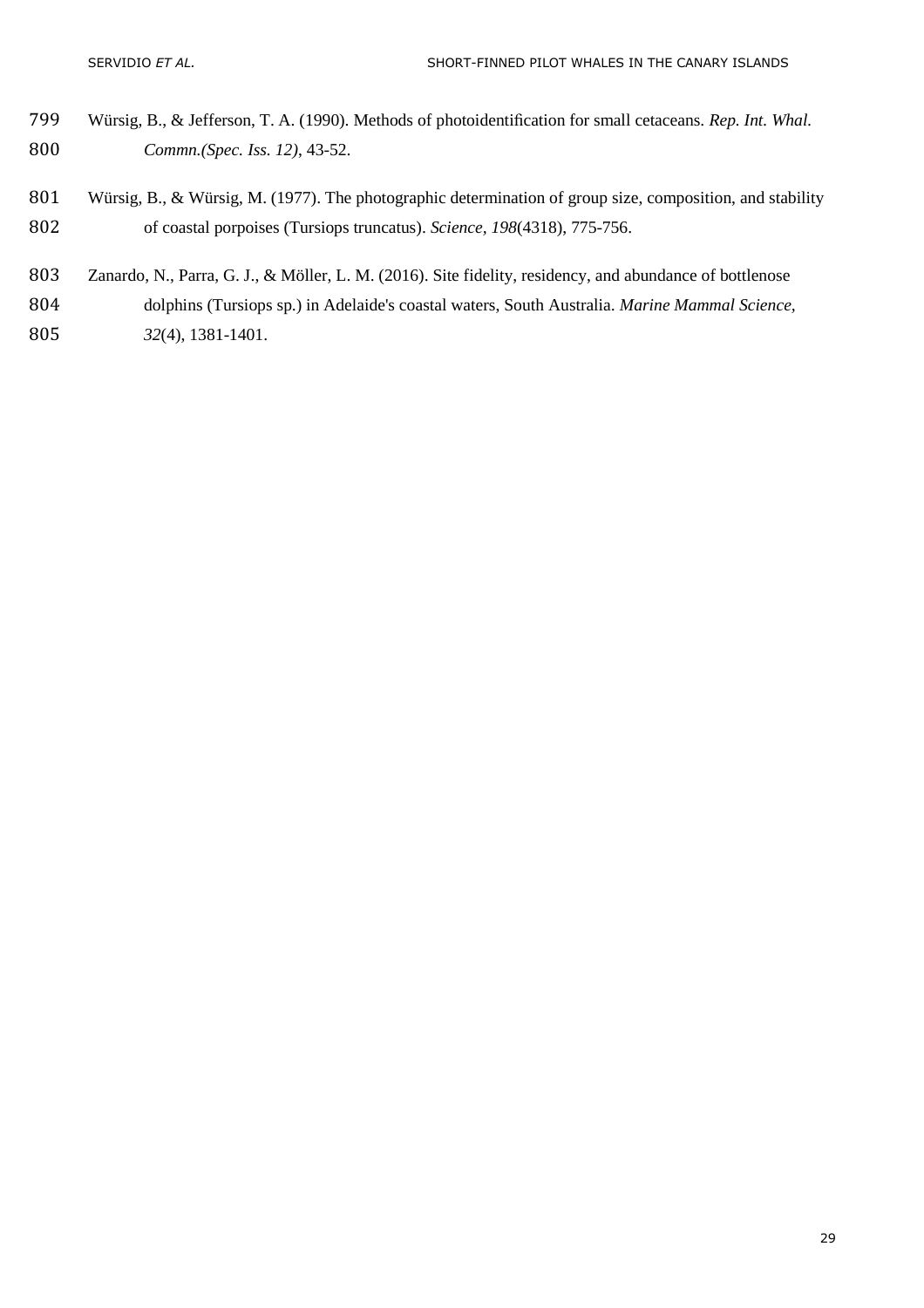Würsig, B., & Jefferson, T. A. (1990). Methods of photoidentification for small cetaceans. *Rep. Int. Whal. Commn.(Spec. Iss. 12)*, 43-52.

Würsig, B., & Würsig, M. (1977). The photographic determination of group size, composition, and stability of coastal porpoises (Tursiops truncatus). *Science*, *198*(4318), 775-756.

Zanardo, N., Parra, G. J., & Möller, L. M. (2016). Site fidelity, residency, and abundance of bottlenose dolphins (Tursiops sp.) in Adelaide's coastal waters, South Australia. *Marine Mammal Science*, *32*(4), 1381-1401.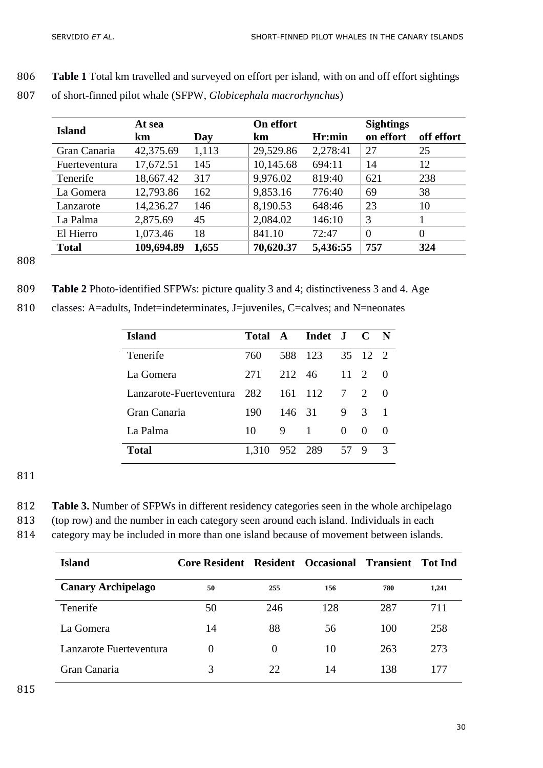**Table 1** Total km travelled and surveyed on effort per island, with on and off effort sightings of short-finned pilot whale (SFPW, *Globicephala macrorhynchus*)

| Island | At sea | | On effort | | Sightings | |
|---|---|---|---|---|---|---|
| | km | Day | km | Hr:min | on effort | off effort |
| Gran Canaria | 42,375.69 | 1,113 | 29,529.86 | 2,278:41 | 27 | 25 |
| Fuerteventura | 17,672.51 | 145 | 10,145.68 | 694:11 | 14 | 12 |
| Tenerife | 18,667.42 | 317 | 9,976.02 | 819:40 | 621 | 238 |
| La Gomera | 12,793.86 | 162 | 9,853.16 | 776:40 | 69 | 38 |
| Lanzarote | 14,236.27 | 146 | 8,190.53 | 648:46 | 23 | 10 |
| La Palma | 2,875.69 | 45 | 2,084.02 | 146:10 | 3 | 1 |
| El Hierro | 1,073.46 | 18 | 841.10 | 72:47 | 0 | 0 |
| **Total** | **109,694.89** | **1,655** | **70,620.37** | **5,436:55** | **757** | **324** |

**Table 2** Photo-identified SFPWs: picture quality 3 and 4; distinctiveness 3 and 4. Age classes: A=adults, Indet=indeterminates, J=juveniles, C=calves; and N=neonates

| Island | Total | A | Indet | J | C | N |
|---|---|---|---|---|---|---|
| Tenerife | 760 | 588 | 123 | 35 | 12 | 2 |
| La Gomera | 271 | 212 | 46 | 11 | 2 | 0 |
| Lanzarote-Fuerteventura | 282 | 161 | 112 | 7 | 2 | 0 |
| Gran Canaria | 190 | 146 | 31 | 9 | 3 | 1 |
| La Palma | 10 | 9 | 1 | 0 | 0 | 0 |
| **Total** | 1,310 | 952 | 289 | 57 | 9 | 3 |

**Table 3.** Number of SFPWs in different residency categories seen in the whole archipelago (top row) and the number in each category seen around each island. Individuals in each category may be included in more than one island because of movement between islands.

| Island | Core Resident | Resident | Occasional | Transient | Tot Ind |
|---|---|---|---|---|---|
| **Canary Archipelago** | 50 | 255 | 156 | 780 | 1,241 |
| Tenerife | 50 | 246 | 128 | 287 | 711 |
| La Gomera | 14 | 88 | 56 | 100 | 258 |
| Lanzarote Fuerteventura | 0 | 0 | 10 | 263 | 273 |
| Gran Canaria | 3 | 22 | 14 | 138 | 177 |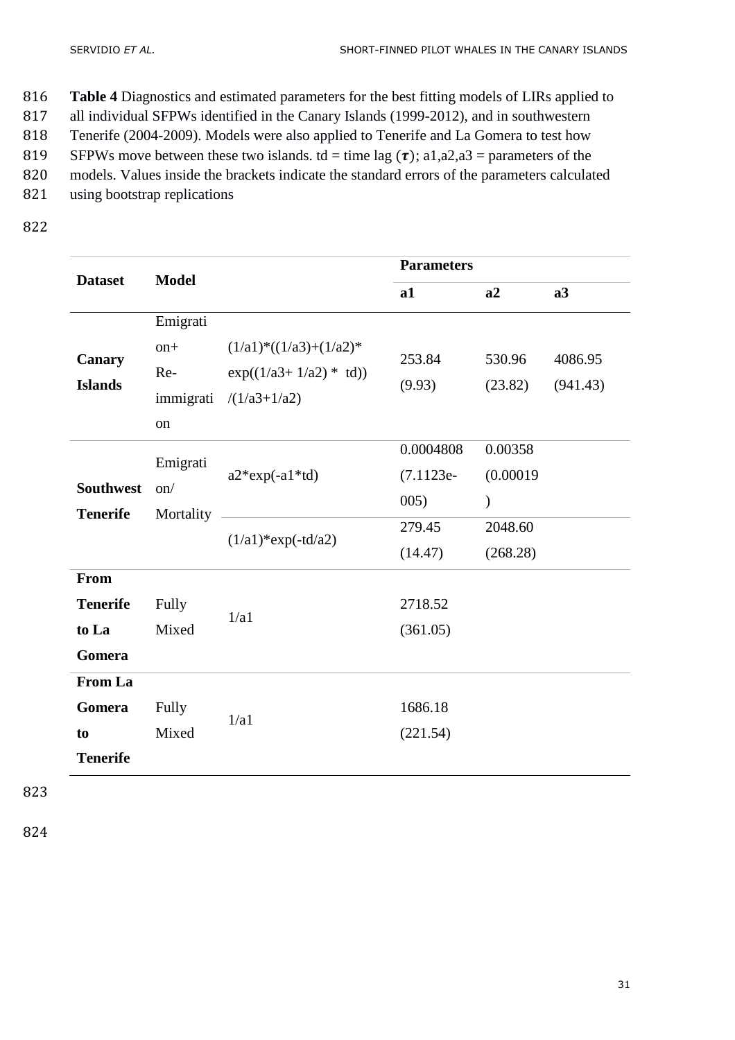**Table 4** Diagnostics and estimated parameters for the best fitting models of LIRs applied to all individual SFPWs identified in the Canary Islands (1999-2012), and in southwestern Tenerife (2004-2009). Models were also applied to Tenerife and La Gomera to test how SFPWs move between these two islands. td = time lag ($\tau$); a1,a2,a3 = parameters of the models. Values inside the brackets indicate the standard errors of the parameters calculated using bootstrap replications

| Dataset | Model | | Parameters | | |
|---|---|---|---|---|---|
| | | | a1 | a2 | a3 |
| **Canary Islands** | Emigration+ Re-immigration | (1/a1)*((1/a3)+(1/a2)* exp((1/a3+ 1/a2) * td)) /(1/a3+1/a2) | 253.84 (9.93) | 530.96 (23.82) | 4086.95 (941.43) |
| **Southwest Tenerife** | Emigration/ Mortality | a2*exp(-a1*td) | 0.0004808 (7.1123e-005) | 0.00358 (0.00019) | |
| | | (1/a1)*exp(-td/a2) | 279.45 (14.47) | 2048.60 (268.28) | |
| **From Tenerife to La Gomera** | Fully Mixed | 1/a1 | 2718.52 (361.05) | | |
| **From La Gomera to Tenerife** | Fully Mixed | 1/a1 | 1686.18 (221.54) | | |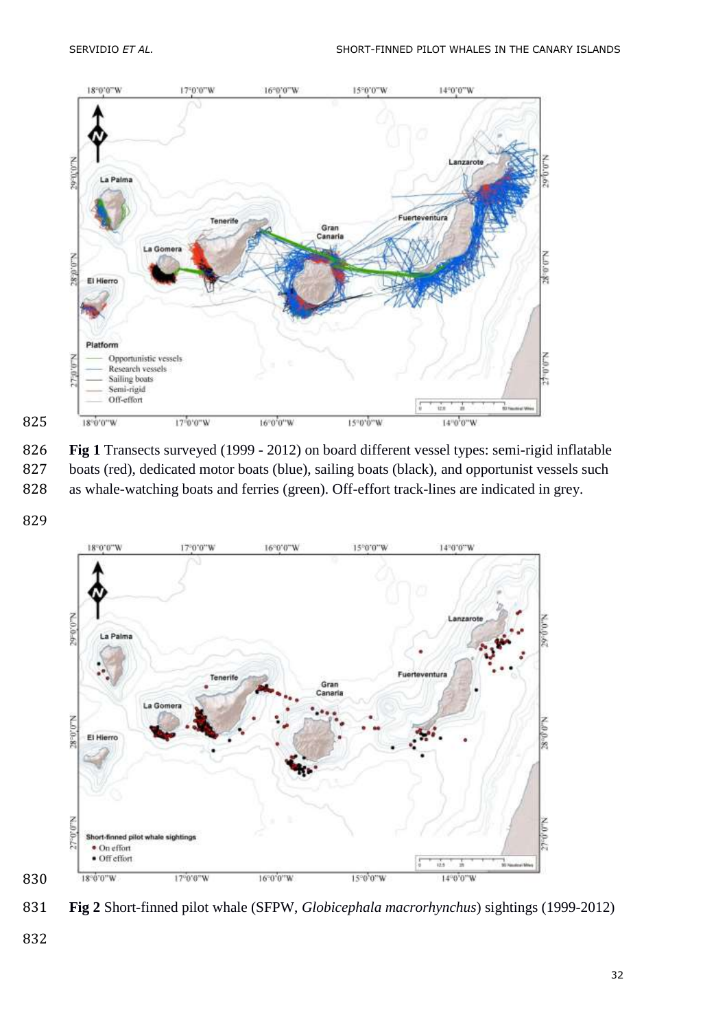**Fig 1** Transects surveyed (1999 - 2012) on board different vessel types: semi-rigid inflatable boats (red), dedicated motor boats (blue), sailing boats (black), and opportunist vessels such as whale-watching boats and ferries (green). Off-effort track-lines are indicated in grey.

**Fig 2** Short-finned pilot whale (SFPW, *Globicephala macrorhynchus*) sightings (1999-2012)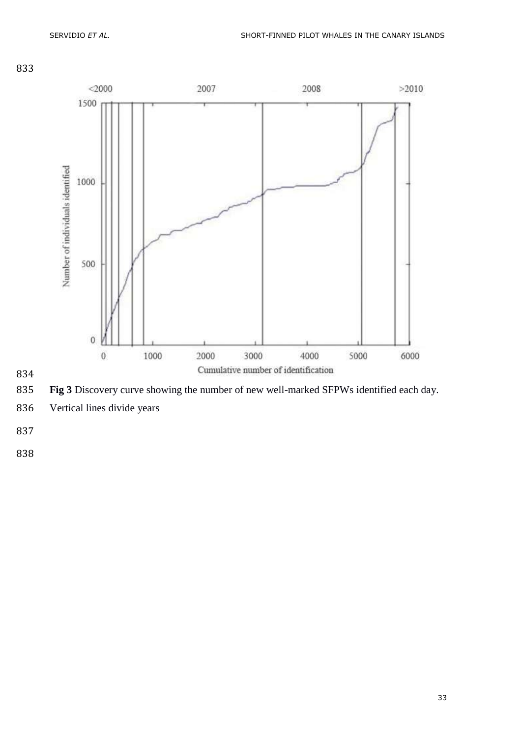833

834

835 **Fig 3** Discovery curve showing the number of new well-marked SFPWs identified each day.

836 Vertical lines divide years

837

838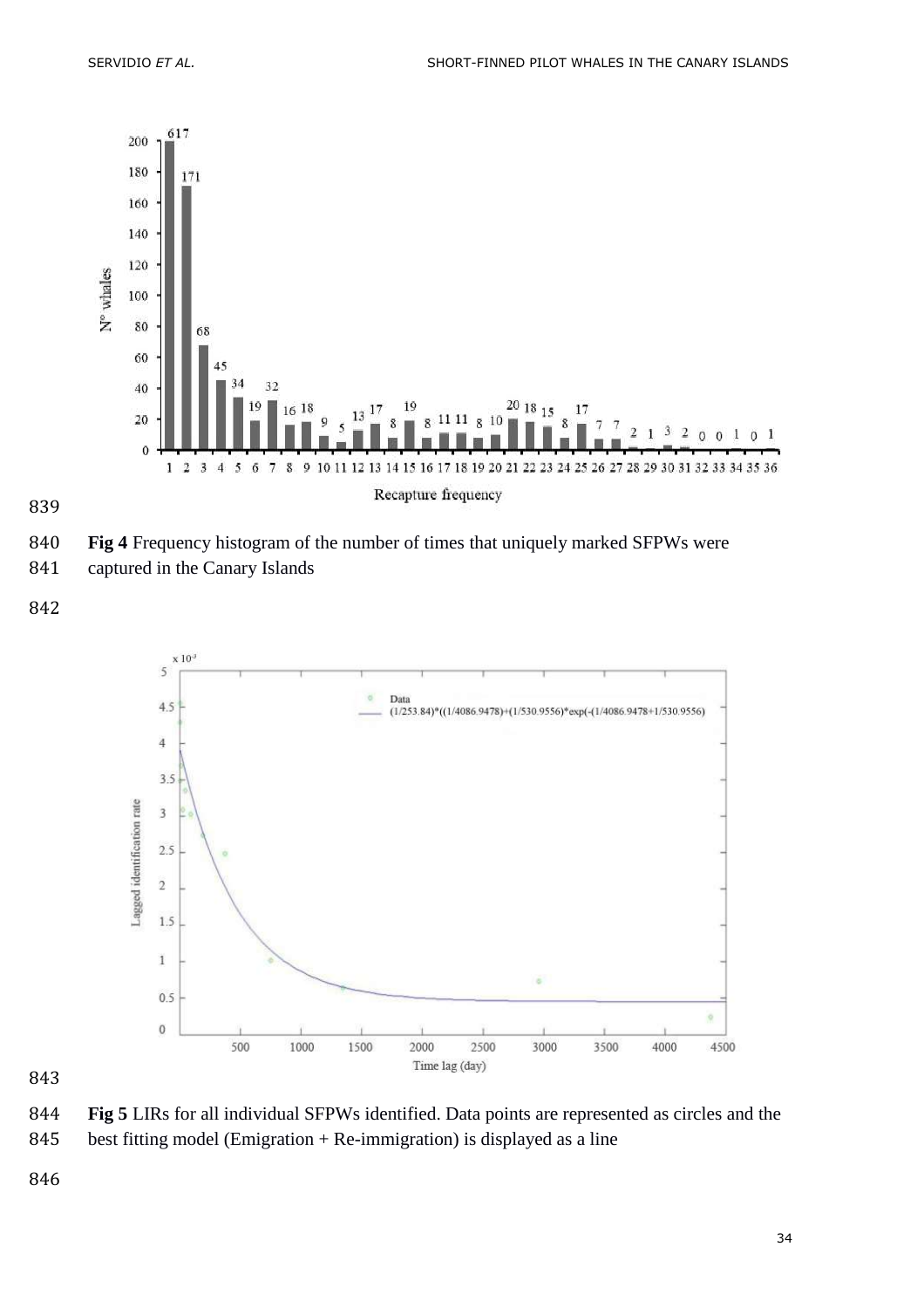**Fig 4** Frequency histogram of the number of times that uniquely marked SFPWs were captured in the Canary Islands

**Fig 5** LIRs for all individual SFPWs identified. Data points are represented as circles and the best fitting model (Emigration + Re-immigration) is displayed as a line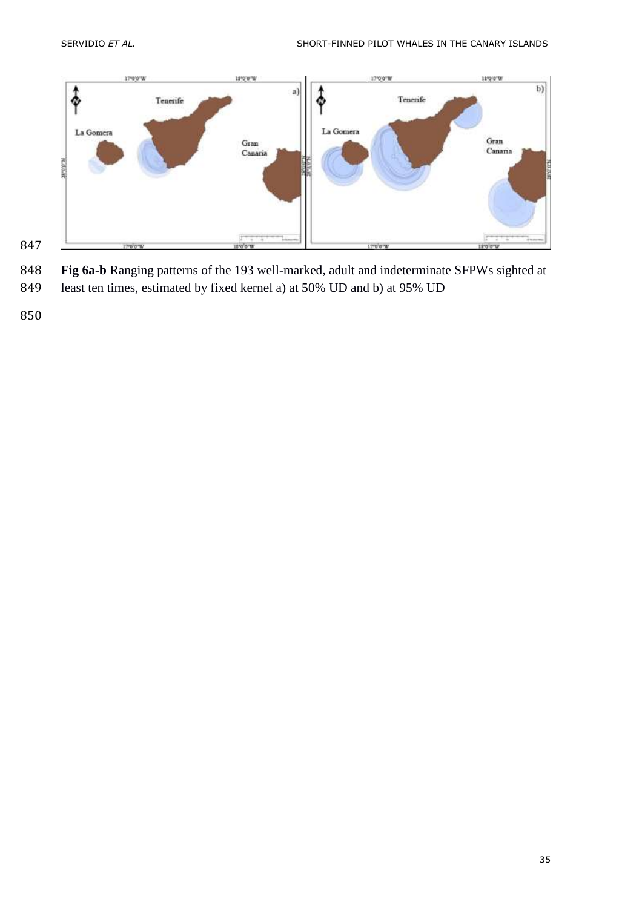17°0'0"W

18°0'0"W

a)

Tenerife

La Gomera

Gran Canaria

28°0'0"N

17°0'0"W

18°0'0"W

17°0'0"W

18°0'0"W

b)

Tenerife

La Gomera

Gran Canaria

28°0'0"N

17°0'0"W

18°0'0"W

**Fig 6a-b** Ranging patterns of the 193 well-marked, adult and indeterminate SFPWs sighted at least ten times, estimated by fixed kernel a) at 50% UD and b) at 95% UD